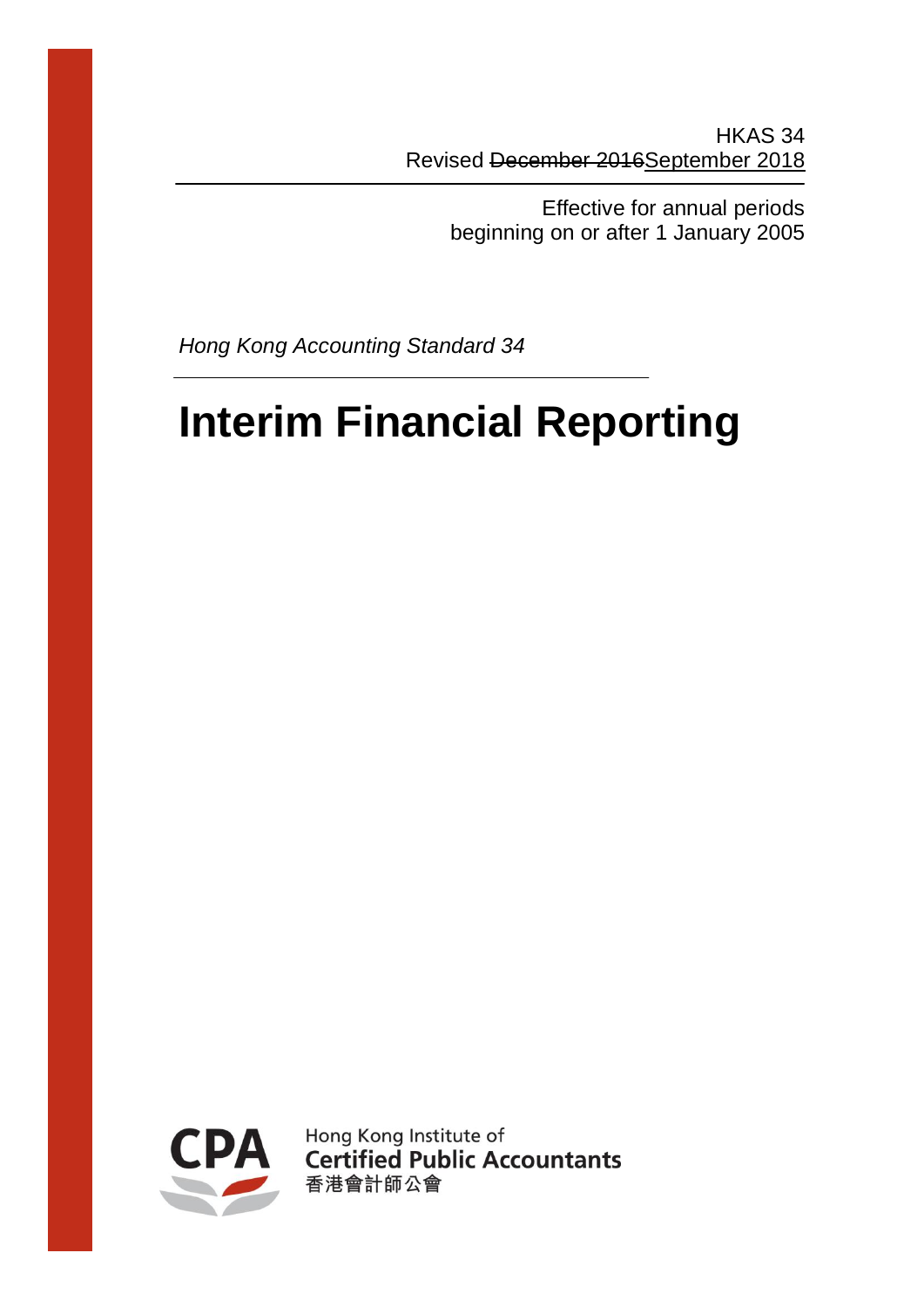HKAS 34
Revised ~~December 2016~~September 2018

Effective for annual periods
beginning on or after 1 January 2005

*Hong Kong Accounting Standard 34*

# Interim Financial Reporting

Hong Kong Institute of
**Certified Public Accountants**
香港會計師公會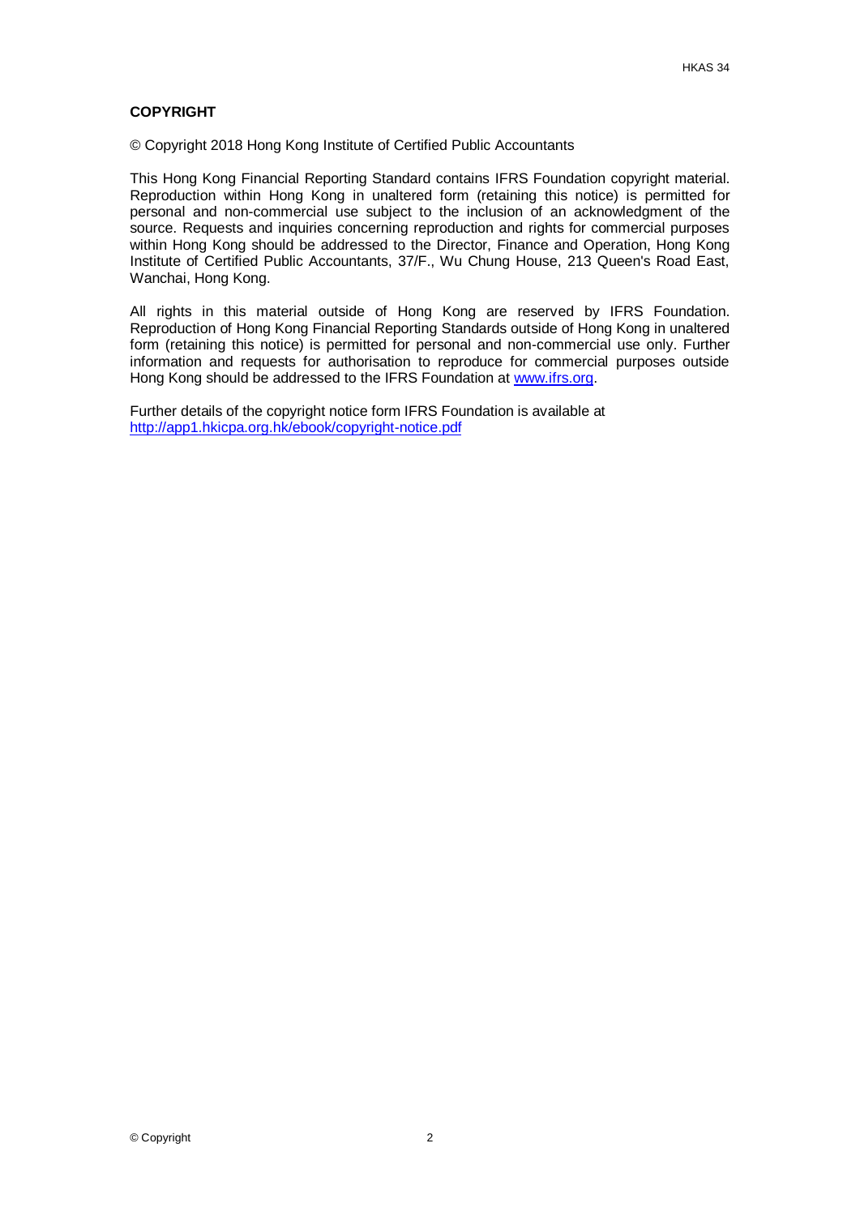**COPYRIGHT**

© Copyright 2018 Hong Kong Institute of Certified Public Accountants

This Hong Kong Financial Reporting Standard contains IFRS Foundation copyright material. Reproduction within Hong Kong in unaltered form (retaining this notice) is permitted for personal and non-commercial use subject to the inclusion of an acknowledgment of the source. Requests and inquiries concerning reproduction and rights for commercial purposes within Hong Kong should be addressed to the Director, Finance and Operation, Hong Kong Institute of Certified Public Accountants, 37/F., Wu Chung House, 213 Queen's Road East, Wanchai, Hong Kong.

All rights in this material outside of Hong Kong are reserved by IFRS Foundation. Reproduction of Hong Kong Financial Reporting Standards outside of Hong Kong in unaltered form (retaining this notice) is permitted for personal and non-commercial use only. Further information and requests for authorisation to reproduce for commercial purposes outside Hong Kong should be addressed to the IFRS Foundation at [www.ifrs.org](http://www.ifrs.org).

Further details of the copyright notice form IFRS Foundation is available at
[http://app1.hkicpa.org.hk/ebook/copyright-notice.pdf](http://app1.hkicpa.org.hk/ebook/copyright-notice.pdf)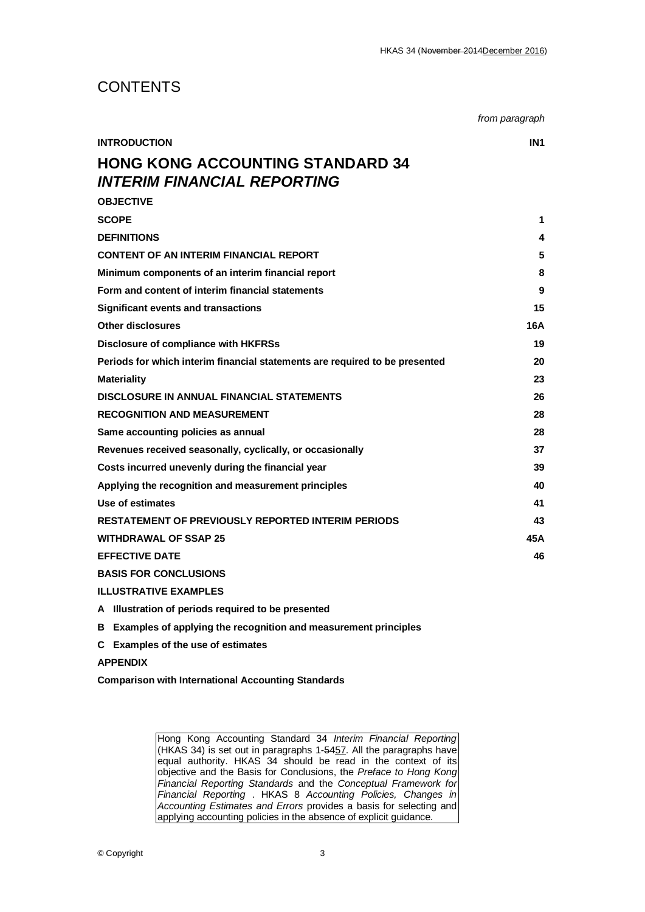# CONTENTS

| | *from paragraph* |
|---|---|
| **INTRODUCTION** | **IN1** |
| **HONG KONG ACCOUNTING STANDARD 34 *INTERIM FINANCIAL REPORTING*** | |
| **OBJECTIVE** | |
| **SCOPE** | **1** |
| **DEFINITIONS** | **4** |
| **CONTENT OF AN INTERIM FINANCIAL REPORT** | **5** |
| **Minimum components of an interim financial report** | **8** |
| **Form and content of interim financial statements** | **9** |
| **Significant events and transactions** | **15** |
| **Other disclosures** | **16A** |
| **Disclosure of compliance with HKFRSs** | **19** |
| **Periods for which interim financial statements are required to be presented** | **20** |
| **Materiality** | **23** |
| **DISCLOSURE IN ANNUAL FINANCIAL STATEMENTS** | **26** |
| **RECOGNITION AND MEASUREMENT** | **28** |
| **Same accounting policies as annual** | **28** |
| **Revenues received seasonally, cyclically, or occasionally** | **37** |
| **Costs incurred unevenly during the financial year** | **39** |
| **Applying the recognition and measurement principles** | **40** |
| **Use of estimates** | **41** |
| **RESTATEMENT OF PREVIOUSLY REPORTED INTERIM PERIODS** | **43** |
| **WITHDRAWAL OF SSAP 25** | **45A** |
| **EFFECTIVE DATE** | **46** |
| **BASIS FOR CONCLUSIONS** | |
| **ILLUSTRATIVE EXAMPLES** | |
| **A Illustration of periods required to be presented** | |
| **B Examples of applying the recognition and measurement principles** | |
| **C Examples of the use of estimates** | |
| **APPENDIX** | |
| **Comparison with International Accounting Standards** | |

Hong Kong Accounting Standard 34 *Interim Financial Reporting* (HKAS 34) is set out in paragraphs 1-~~54~~57. All the paragraphs have equal authority. HKAS 34 should be read in the context of its objective and the Basis for Conclusions, the *Preface to Hong Kong Financial Reporting Standards* and the *Conceptual Framework for Financial Reporting* . HKAS 8 *Accounting Policies, Changes in Accounting Estimates and Errors* provides a basis for selecting and applying accounting policies in the absence of explicit guidance.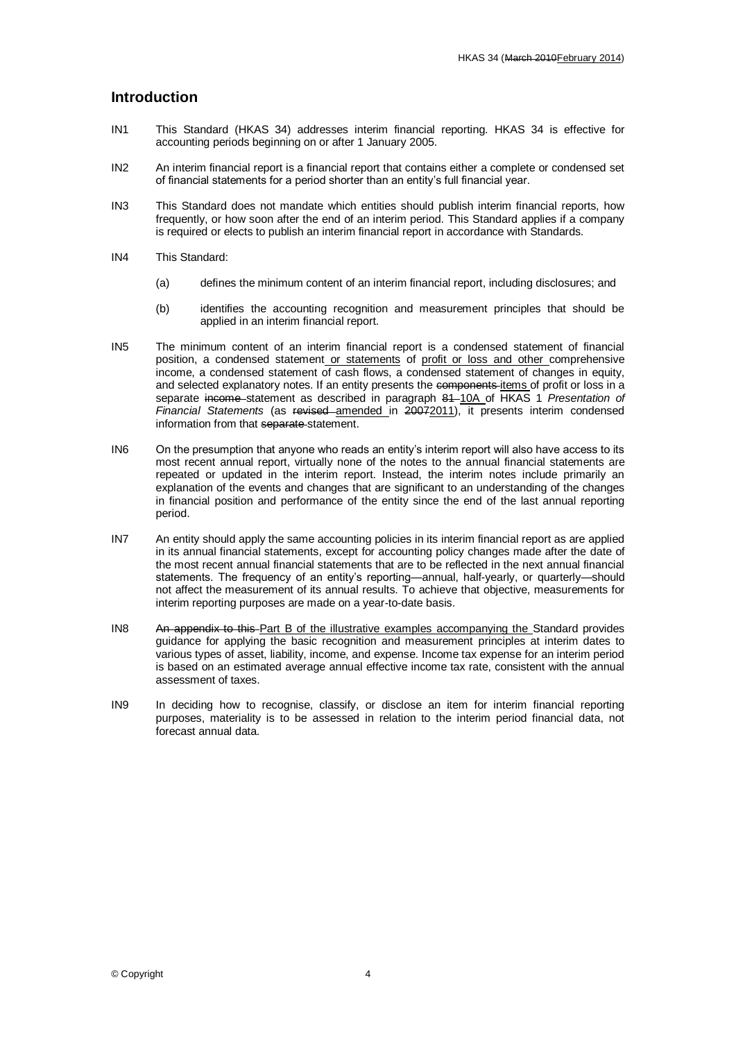## Introduction

IN1 This Standard (HKAS 34) addresses interim financial reporting. HKAS 34 is effective for accounting periods beginning on or after 1 January 2005.

IN2 An interim financial report is a financial report that contains either a complete or condensed set of financial statements for a period shorter than an entity's full financial year.

IN3 This Standard does not mandate which entities should publish interim financial reports, how frequently, or how soon after the end of an interim period. This Standard applies if a company is required or elects to publish an interim financial report in accordance with Standards.

IN4 This Standard:

(a) defines the minimum content of an interim financial report, including disclosures; and

(b) identifies the accounting recognition and measurement principles that should be applied in an interim financial report.

IN5 The minimum content of an interim financial report is a condensed statement of financial position, a condensed statement or statements of profit or loss and other comprehensive income, a condensed statement of cash flows, a condensed statement of changes in equity, and selected explanatory notes. If an entity presents the ~~components~~ items of profit or loss in a separate ~~income~~ statement as described in paragraph ~~81~~ 10A of HKAS 1 *Presentation of Financial Statements* (as ~~revised~~ amended in ~~2007~~2011), it presents interim condensed information from that ~~separate~~ statement.

IN6 On the presumption that anyone who reads an entity's interim report will also have access to its most recent annual report, virtually none of the notes to the annual financial statements are repeated or updated in the interim report. Instead, the interim notes include primarily an explanation of the events and changes that are significant to an understanding of the changes in financial position and performance of the entity since the end of the last annual reporting period.

IN7 An entity should apply the same accounting policies in its interim financial report as are applied in its annual financial statements, except for accounting policy changes made after the date of the most recent annual financial statements that are to be reflected in the next annual financial statements. The frequency of an entity's reporting—annual, half-yearly, or quarterly—should not affect the measurement of its annual results. To achieve that objective, measurements for interim reporting purposes are made on a year-to-date basis.

IN8 ~~An appendix to this~~ Part B of the illustrative examples accompanying the Standard provides guidance for applying the basic recognition and measurement principles at interim dates to various types of asset, liability, income, and expense. Income tax expense for an interim period is based on an estimated average annual effective income tax rate, consistent with the annual assessment of taxes.

IN9 In deciding how to recognise, classify, or disclose an item for interim financial reporting purposes, materiality is to be assessed in relation to the interim period financial data, not forecast annual data.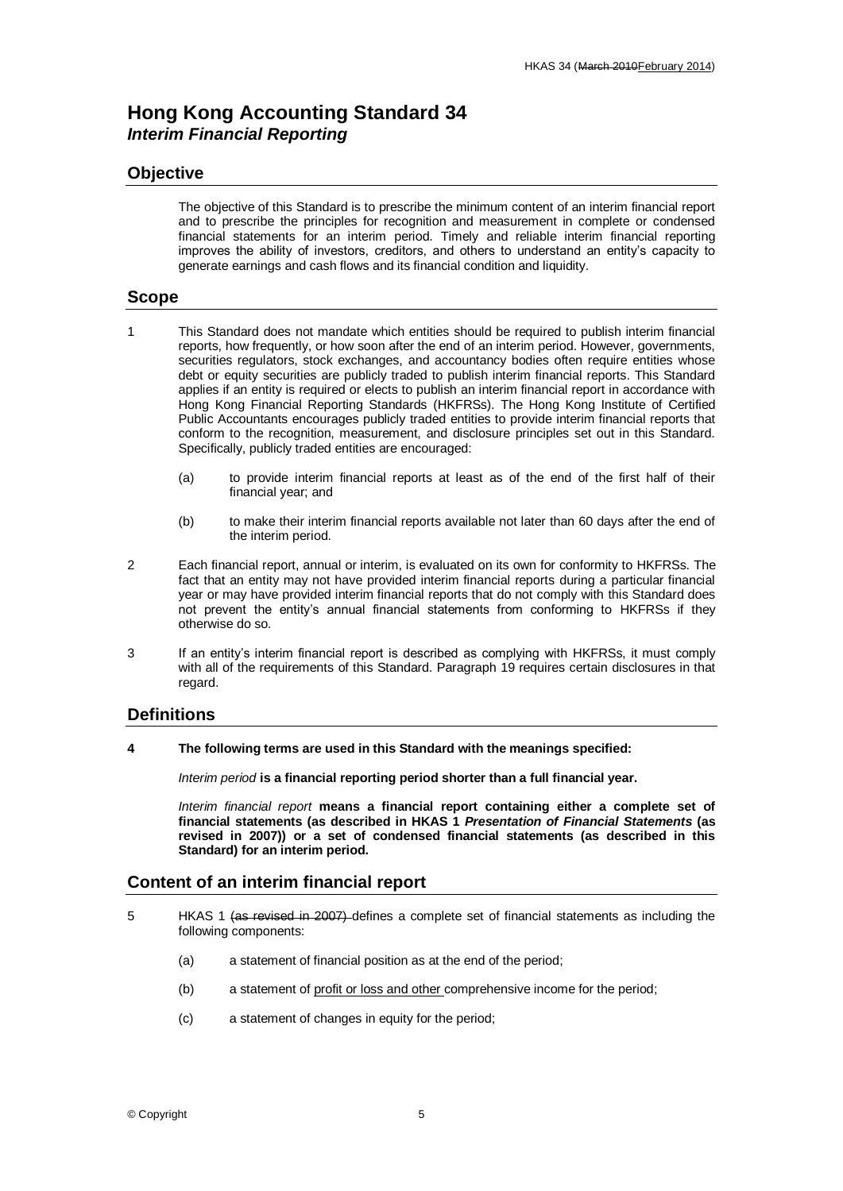# Hong Kong Accounting Standard 34
## *Interim Financial Reporting*

## Objective

The objective of this Standard is to prescribe the minimum content of an interim financial report and to prescribe the principles for recognition and measurement in complete or condensed financial statements for an interim period. Timely and reliable interim financial reporting improves the ability of investors, creditors, and others to understand an entity's capacity to generate earnings and cash flows and its financial condition and liquidity.

## Scope

1 This Standard does not mandate which entities should be required to publish interim financial reports, how frequently, or how soon after the end of an interim period. However, governments, securities regulators, stock exchanges, and accountancy bodies often require entities whose debt or equity securities are publicly traded to publish interim financial reports. This Standard applies if an entity is required or elects to publish an interim financial report in accordance with Hong Kong Financial Reporting Standards (HKFRSs). The Hong Kong Institute of Certified Public Accountants encourages publicly traded entities to provide interim financial reports that conform to the recognition, measurement, and disclosure principles set out in this Standard. Specifically, publicly traded entities are encouraged:

(a) to provide interim financial reports at least as of the end of the first half of their financial year; and

(b) to make their interim financial reports available not later than 60 days after the end of the interim period.

2 Each financial report, annual or interim, is evaluated on its own for conformity to HKFRSs. The fact that an entity may not have provided interim financial reports during a particular financial year or may have provided interim financial reports that do not comply with this Standard does not prevent the entity's annual financial statements from conforming to HKFRSs if they otherwise do so.

3 If an entity's interim financial report is described as complying with HKFRSs, it must comply with all of the requirements of this Standard. Paragraph 19 requires certain disclosures in that regard.

## Definitions

**4 The following terms are used in this Standard with the meanings specified:**

*Interim period* **is a financial reporting period shorter than a full financial year.**

*Interim financial report* **means a financial report containing either a complete set of financial statements (as described in HKAS 1 *Presentation of Financial Statements* (as revised in 2007)) or a set of condensed financial statements (as described in this Standard) for an interim period.**

## Content of an interim financial report

5 HKAS 1 ~~(as revised in 2007)~~ defines a complete set of financial statements as including the following components:

(a) a statement of financial position as at the end of the period;

(b) a statement of profit or loss and other comprehensive income for the period;

(c) a statement of changes in equity for the period;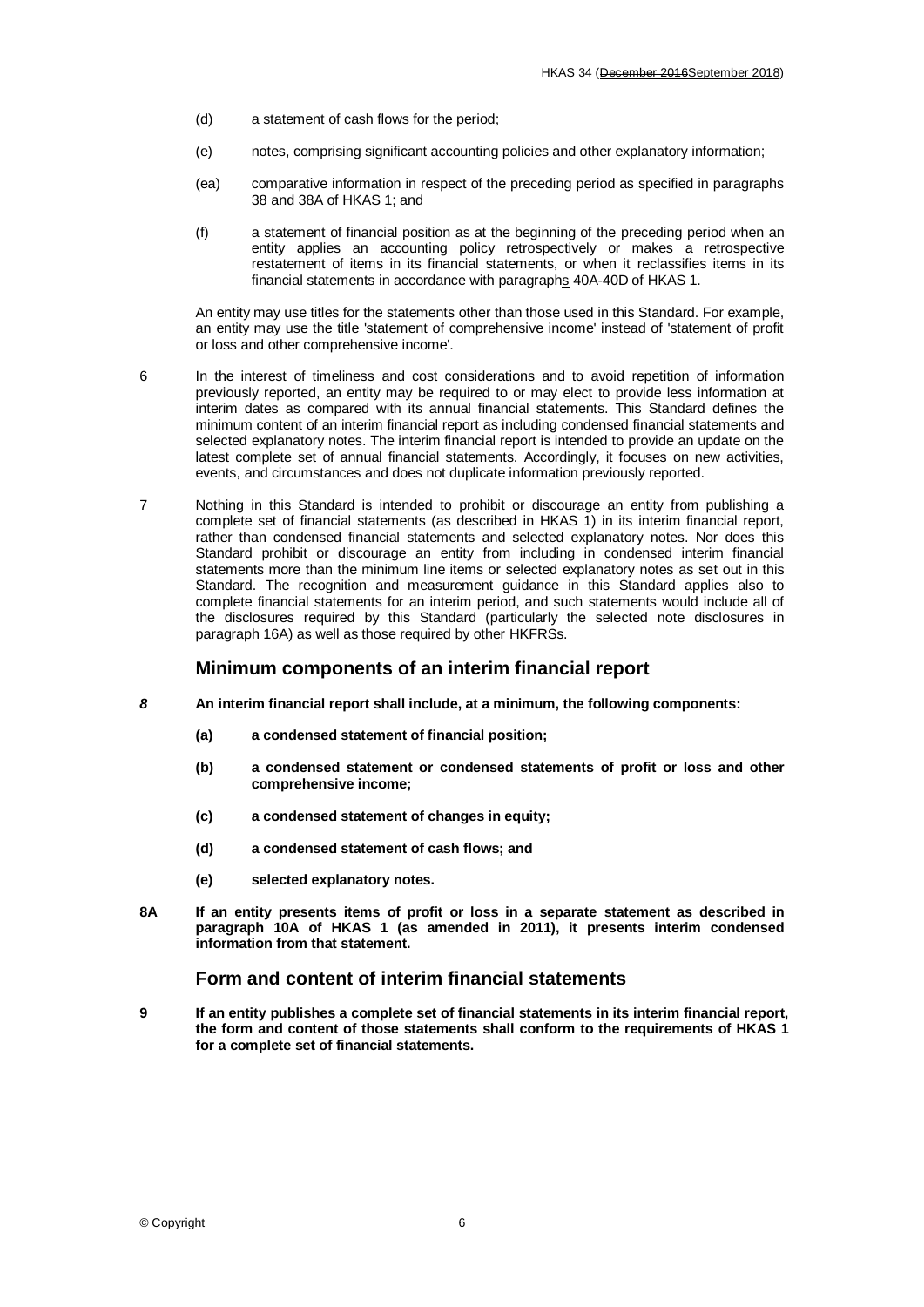(d) a statement of cash flows for the period;

(e) notes, comprising significant accounting policies and other explanatory information;

(ea) comparative information in respect of the preceding period as specified in paragraphs 38 and 38A of HKAS 1; and

(f) a statement of financial position as at the beginning of the preceding period when an entity applies an accounting policy retrospectively or makes a retrospective restatement of items in its financial statements, or when it reclassifies items in its financial statements in accordance with paragraphs 40A-40D of HKAS 1.

An entity may use titles for the statements other than those used in this Standard. For example, an entity may use the title 'statement of comprehensive income' instead of 'statement of profit or loss and other comprehensive income'.

6 In the interest of timeliness and cost considerations and to avoid repetition of information previously reported, an entity may be required to or may elect to provide less information at interim dates as compared with its annual financial statements. This Standard defines the minimum content of an interim financial report as including condensed financial statements and selected explanatory notes. The interim financial report is intended to provide an update on the latest complete set of annual financial statements. Accordingly, it focuses on new activities, events, and circumstances and does not duplicate information previously reported.

7 Nothing in this Standard is intended to prohibit or discourage an entity from publishing a complete set of financial statements (as described in HKAS 1) in its interim financial report, rather than condensed financial statements and selected explanatory notes. Nor does this Standard prohibit or discourage an entity from including in condensed interim financial statements more than the minimum line items or selected explanatory notes as set out in this Standard. The recognition and measurement guidance in this Standard applies also to complete financial statements for an interim period, and such statements would include all of the disclosures required by this Standard (particularly the selected note disclosures in paragraph 16A) as well as those required by other HKFRSs.

## Minimum components of an interim financial report

***8*** **An interim financial report shall include, at a minimum, the following components:**

**(a) a condensed statement of financial position;**

**(b) a condensed statement or condensed statements of profit or loss and other comprehensive income;**

**(c) a condensed statement of changes in equity;**

**(d) a condensed statement of cash flows; and**

**(e) selected explanatory notes.**

**8A If an entity presents items of profit or loss in a separate statement as described in paragraph 10A of HKAS 1 (as amended in 2011), it presents interim condensed information from that statement.**

## Form and content of interim financial statements

**9 If an entity publishes a complete set of financial statements in its interim financial report, the form and content of those statements shall conform to the requirements of HKAS 1 for a complete set of financial statements.**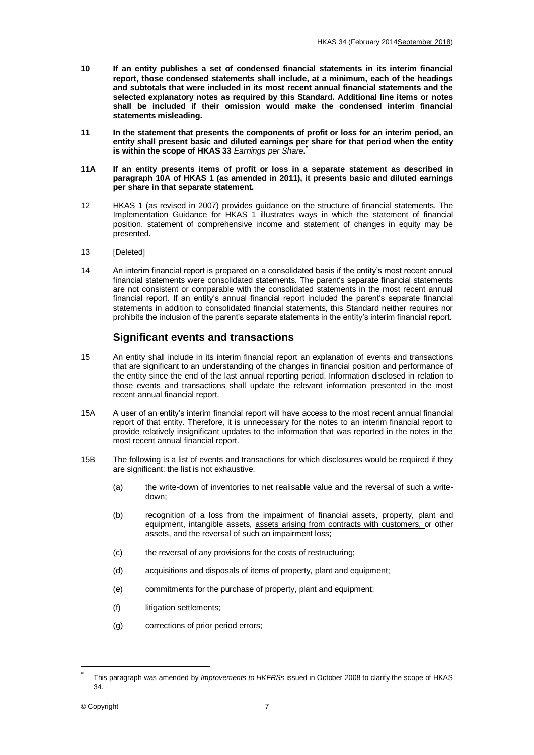**10 If an entity publishes a set of condensed financial statements in its interim financial report, those condensed statements shall include, at a minimum, each of the headings and subtotals that were included in its most recent annual financial statements and the selected explanatory notes as required by this Standard. Additional line items or notes shall be included if their omission would make the condensed interim financial statements misleading.**

**11 In the statement that presents the components of profit or loss for an interim period, an entity shall present basic and diluted earnings per share for that period when the entity is within the scope of HKAS 33 *Earnings per Share*.**[*]

**11A If an entity presents items of profit or loss in a separate statement as described in paragraph 10A of HKAS 1 (as amended in 2011), it presents basic and diluted earnings per share in that ~~separate~~ statement.**

12 HKAS 1 (as revised in 2007) provides guidance on the structure of financial statements. The Implementation Guidance for HKAS 1 illustrates ways in which the statement of financial position, statement of comprehensive income and statement of changes in equity may be presented.

13 [Deleted]

14 An interim financial report is prepared on a consolidated basis if the entity's most recent annual financial statements were consolidated statements. The parent's separate financial statements are not consistent or comparable with the consolidated statements in the most recent annual financial report. If an entity's annual financial report included the parent's separate financial statements in addition to consolidated financial statements, this Standard neither requires nor prohibits the inclusion of the parent's separate statements in the entity's interim financial report.

## Significant events and transactions

15 An entity shall include in its interim financial report an explanation of events and transactions that are significant to an understanding of the changes in financial position and performance of the entity since the end of the last annual reporting period. Information disclosed in relation to those events and transactions shall update the relevant information presented in the most recent annual financial report.

15A A user of an entity's interim financial report will have access to the most recent annual financial report of that entity. Therefore, it is unnecessary for the notes to an interim financial report to provide relatively insignificant updates to the information that was reported in the notes in the most recent annual financial report.

15B The following is a list of events and transactions for which disclosures would be required if they are significant: the list is not exhaustive.

(a) the write-down of inventories to net realisable value and the reversal of such a write-down;

(b) recognition of a loss from the impairment of financial assets, property, plant and equipment, intangible assets, assets arising from contracts with customers, or other assets, and the reversal of such an impairment loss;

(c) the reversal of any provisions for the costs of restructuring;

(d) acquisitions and disposals of items of property, plant and equipment;

(e) commitments for the purchase of property, plant and equipment;

(f) litigation settlements;

(g) corrections of prior period errors;

[*] This paragraph was amended by *Improvements to HKFRSs* issued in October 2008 to clarify the scope of HKAS 34.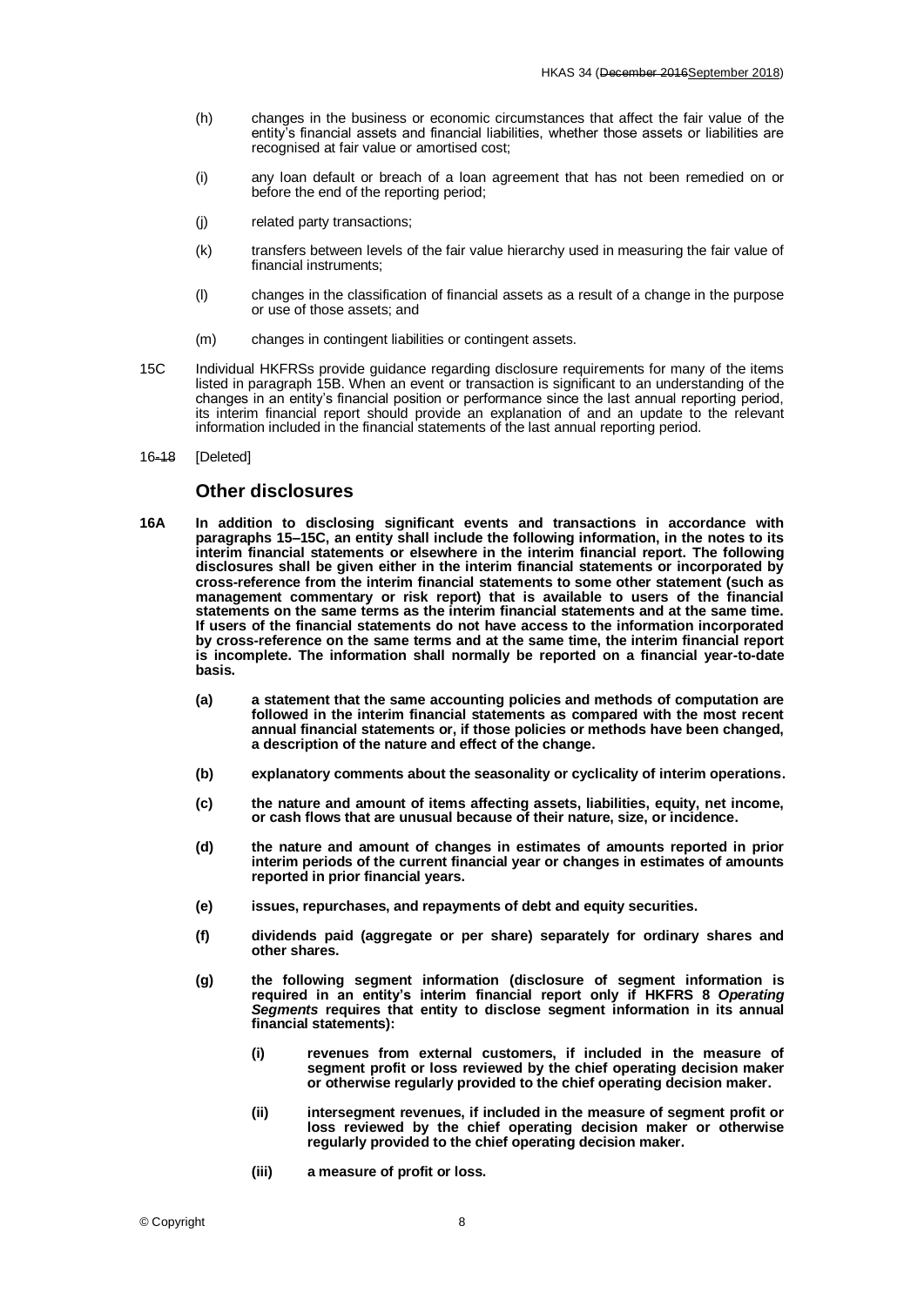(h) changes in the business or economic circumstances that affect the fair value of the entity's financial assets and financial liabilities, whether those assets or liabilities are recognised at fair value or amortised cost;

(i) any loan default or breach of a loan agreement that has not been remedied on or before the end of the reporting period;

(j) related party transactions;

(k) transfers between levels of the fair value hierarchy used in measuring the fair value of financial instruments;

(l) changes in the classification of financial assets as a result of a change in the purpose or use of those assets; and

(m) changes in contingent liabilities or contingent assets.

15C Individual HKFRSs provide guidance regarding disclosure requirements for many of the items listed in paragraph 15B. When an event or transaction is significant to an understanding of the changes in an entity's financial position or performance since the last annual reporting period, its interim financial report should provide an explanation of and an update to the relevant information included in the financial statements of the last annual reporting period.

16–~~18~~ [Deleted]

## Other disclosures

**16A In addition to disclosing significant events and transactions in accordance with paragraphs 15–15C, an entity shall include the following information, in the notes to its interim financial statements or elsewhere in the interim financial report. The following disclosures shall be given either in the interim financial statements or incorporated by cross-reference from the interim financial statements to some other statement (such as management commentary or risk report) that is available to users of the financial statements on the same terms as the interim financial statements and at the same time. If users of the financial statements do not have access to the information incorporated by cross-reference on the same terms and at the same time, the interim financial report is incomplete. The information shall normally be reported on a financial year-to-date basis.**

**(a) a statement that the same accounting policies and methods of computation are followed in the interim financial statements as compared with the most recent annual financial statements or, if those policies or methods have been changed, a description of the nature and effect of the change.**

**(b) explanatory comments about the seasonality or cyclicality of interim operations.**

**(c) the nature and amount of items affecting assets, liabilities, equity, net income, or cash flows that are unusual because of their nature, size, or incidence.**

**(d) the nature and amount of changes in estimates of amounts reported in prior interim periods of the current financial year or changes in estimates of amounts reported in prior financial years.**

**(e) issues, repurchases, and repayments of debt and equity securities.**

**(f) dividends paid (aggregate or per share) separately for ordinary shares and other shares.**

**(g) the following segment information (disclosure of segment information is required in an entity's interim financial report only if HKFRS 8 *Operating Segments* requires that entity to disclose segment information in its annual financial statements):**

**(i) revenues from external customers, if included in the measure of segment profit or loss reviewed by the chief operating decision maker or otherwise regularly provided to the chief operating decision maker.**

**(ii) intersegment revenues, if included in the measure of segment profit or loss reviewed by the chief operating decision maker or otherwise regularly provided to the chief operating decision maker.**

**(iii) a measure of profit or loss.**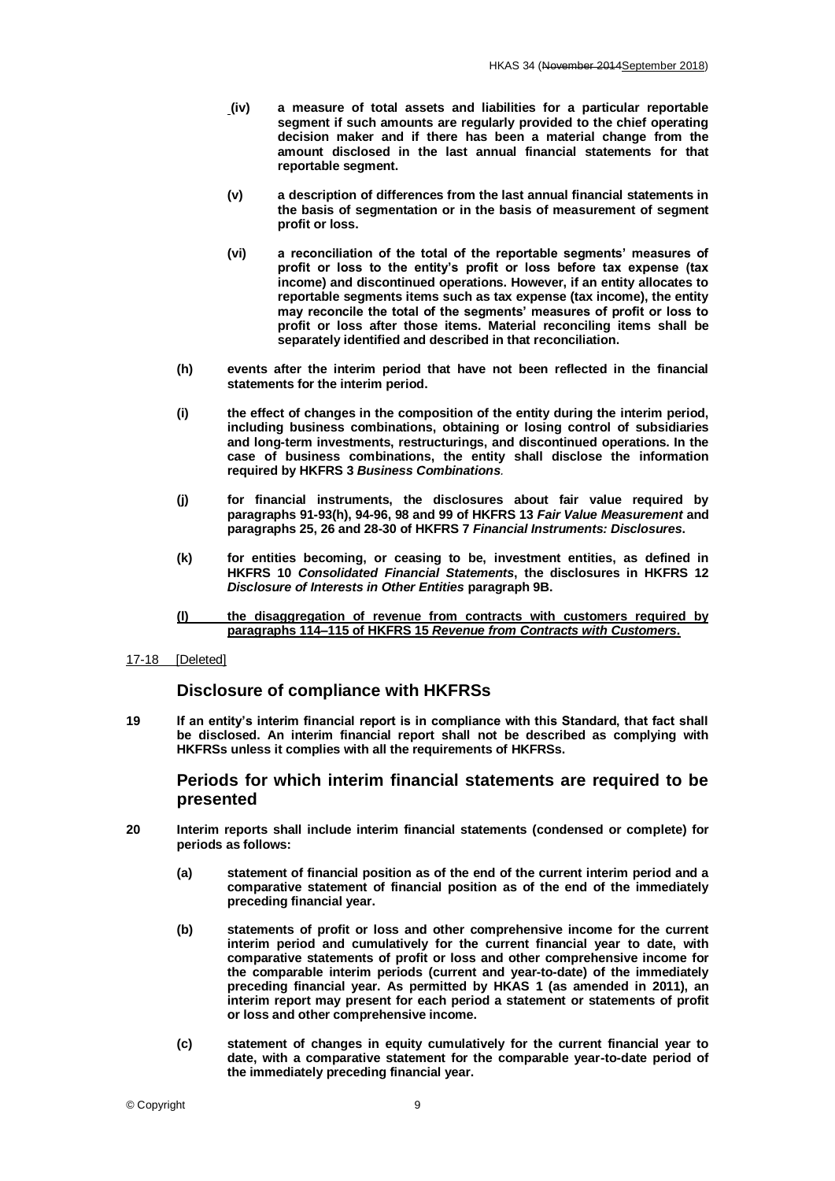**(iv) a measure of total assets and liabilities for a particular reportable segment if such amounts are regularly provided to the chief operating decision maker and if there has been a material change from the amount disclosed in the last annual financial statements for that reportable segment.**

**(v) a description of differences from the last annual financial statements in the basis of segmentation or in the basis of measurement of segment profit or loss.**

**(vi) a reconciliation of the total of the reportable segments' measures of profit or loss to the entity's profit or loss before tax expense (tax income) and discontinued operations. However, if an entity allocates to reportable segments items such as tax expense (tax income), the entity may reconcile the total of the segments' measures of profit or loss to profit or loss after those items. Material reconciling items shall be separately identified and described in that reconciliation.**

**(h) events after the interim period that have not been reflected in the financial statements for the interim period.**

**(i) the effect of changes in the composition of the entity during the interim period, including business combinations, obtaining or losing control of subsidiaries and long-term investments, restructurings, and discontinued operations. In the case of business combinations, the entity shall disclose the information required by HKFRS 3 *Business Combinations*.**

**(j) for financial instruments, the disclosures about fair value required by paragraphs 91-93(h), 94-96, 98 and 99 of HKFRS 13 *Fair Value Measurement* and paragraphs 25, 26 and 28-30 of HKFRS 7 *Financial Instruments: Disclosures*.**

**(k) for entities becoming, or ceasing to be, investment entities, as defined in HKFRS 10 *Consolidated Financial Statements*, the disclosures in HKFRS 12 *Disclosure of Interests in Other Entities* paragraph 9B.**

**(l) the disaggregation of revenue from contracts with customers required by paragraphs 114–115 of HKFRS 15 *Revenue from Contracts with Customers*.**

17-18 [Deleted]

## Disclosure of compliance with HKFRSs

**19 If an entity's interim financial report is in compliance with this Standard, that fact shall be disclosed. An interim financial report shall not be described as complying with HKFRSs unless it complies with all the requirements of HKFRSs.**

## Periods for which interim financial statements are required to be presented

**20 Interim reports shall include interim financial statements (condensed or complete) for periods as follows:**

**(a) statement of financial position as of the end of the current interim period and a comparative statement of financial position as of the end of the immediately preceding financial year.**

**(b) statements of profit or loss and other comprehensive income for the current interim period and cumulatively for the current financial year to date, with comparative statements of profit or loss and other comprehensive income for the comparable interim periods (current and year-to-date) of the immediately preceding financial year. As permitted by HKAS 1 (as amended in 2011), an interim report may present for each period a statement or statements of profit or loss and other comprehensive income.**

**(c) statement of changes in equity cumulatively for the current financial year to date, with a comparative statement for the comparable year-to-date period of the immediately preceding financial year.**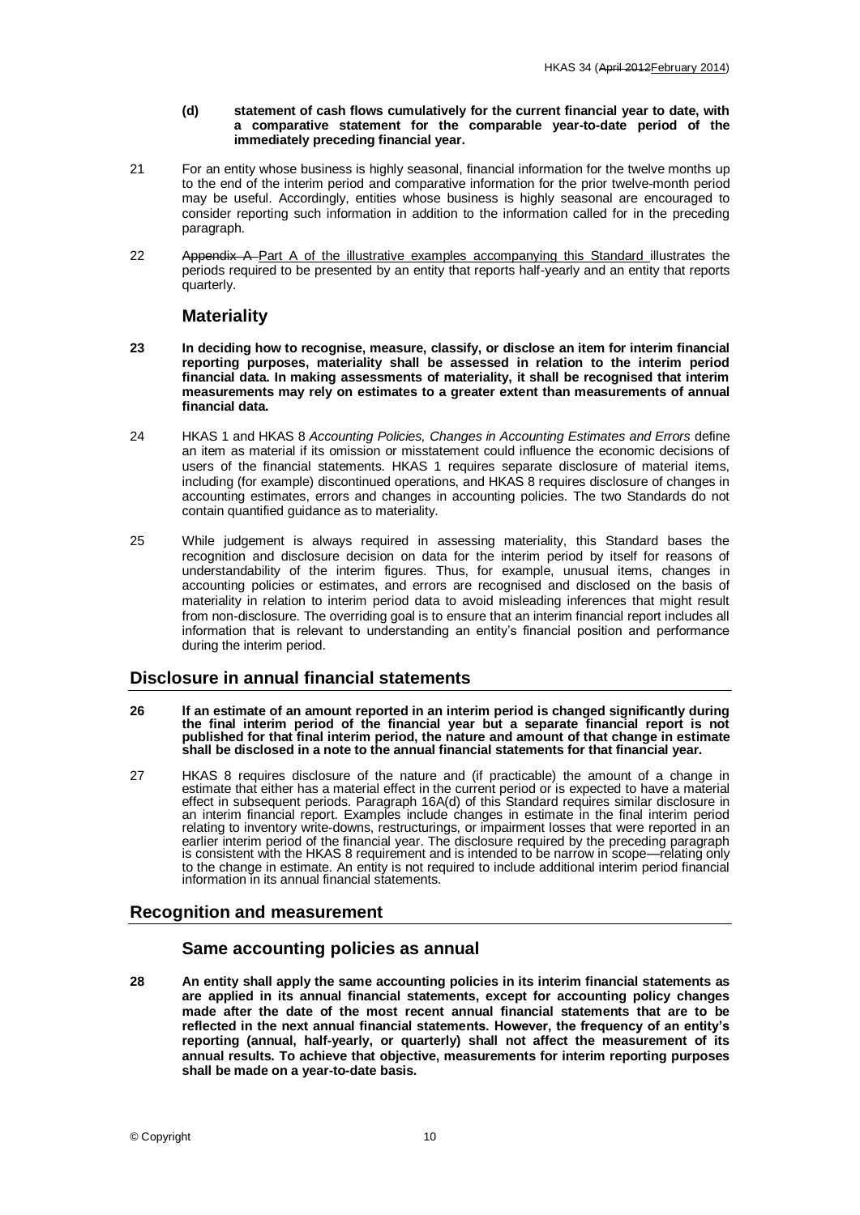**(d) statement of cash flows cumulatively for the current financial year to date, with a comparative statement for the comparable year-to-date period of the immediately preceding financial year.**

21 For an entity whose business is highly seasonal, financial information for the twelve months up to the end of the interim period and comparative information for the prior twelve-month period may be useful. Accordingly, entities whose business is highly seasonal are encouraged to consider reporting such information in addition to the information called for in the preceding paragraph.

22 ~~Appendix A~~ Part A of the illustrative examples accompanying this Standard illustrates the periods required to be presented by an entity that reports half-yearly and an entity that reports quarterly.

### Materiality

**23 In deciding how to recognise, measure, classify, or disclose an item for interim financial reporting purposes, materiality shall be assessed in relation to the interim period financial data. In making assessments of materiality, it shall be recognised that interim measurements may rely on estimates to a greater extent than measurements of annual financial data.**

24 HKAS 1 and HKAS 8 *Accounting Policies, Changes in Accounting Estimates and Errors* define an item as material if its omission or misstatement could influence the economic decisions of users of the financial statements. HKAS 1 requires separate disclosure of material items, including (for example) discontinued operations, and HKAS 8 requires disclosure of changes in accounting estimates, errors and changes in accounting policies. The two Standards do not contain quantified guidance as to materiality.

25 While judgement is always required in assessing materiality, this Standard bases the recognition and disclosure decision on data for the interim period by itself for reasons of understandability of the interim figures. Thus, for example, unusual items, changes in accounting policies or estimates, and errors are recognised and disclosed on the basis of materiality in relation to interim period data to avoid misleading inferences that might result from non-disclosure. The overriding goal is to ensure that an interim financial report includes all information that is relevant to understanding an entity's financial position and performance during the interim period.

## Disclosure in annual financial statements

**26 If an estimate of an amount reported in an interim period is changed significantly during the final interim period of the financial year but a separate financial report is not published for that final interim period, the nature and amount of that change in estimate shall be disclosed in a note to the annual financial statements for that financial year.**

27 HKAS 8 requires disclosure of the nature and (if practicable) the amount of a change in estimate that either has a material effect in the current period or is expected to have a material effect in subsequent periods. Paragraph 16A(d) of this Standard requires similar disclosure in an interim financial report. Examples include changes in estimate in the final interim period relating to inventory write-downs, restructurings, or impairment losses that were reported in an earlier interim period of the financial year. The disclosure required by the preceding paragraph is consistent with the HKAS 8 requirement and is intended to be narrow in scope—relating only to the change in estimate. An entity is not required to include additional interim period financial information in its annual financial statements.

## Recognition and measurement

### Same accounting policies as annual

**28 An entity shall apply the same accounting policies in its interim financial statements as are applied in its annual financial statements, except for accounting policy changes made after the date of the most recent annual financial statements that are to be reflected in the next annual financial statements. However, the frequency of an entity's reporting (annual, half-yearly, or quarterly) shall not affect the measurement of its annual results. To achieve that objective, measurements for interim reporting purposes shall be made on a year-to-date basis.**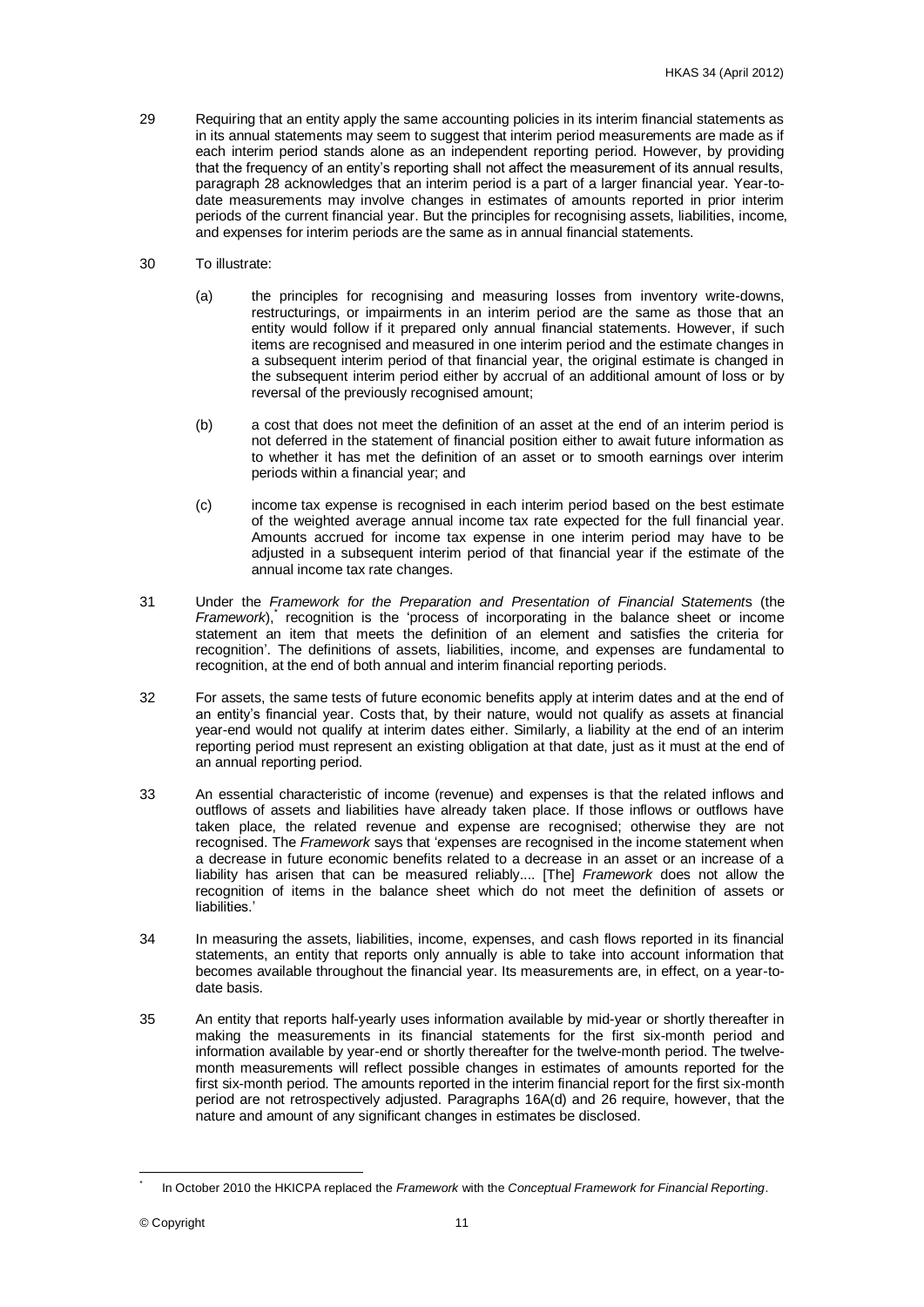29 Requiring that an entity apply the same accounting policies in its interim financial statements as in its annual statements may seem to suggest that interim period measurements are made as if each interim period stands alone as an independent reporting period. However, by providing that the frequency of an entity's reporting shall not affect the measurement of its annual results, paragraph 28 acknowledges that an interim period is a part of a larger financial year. Year-to-date measurements may involve changes in estimates of amounts reported in prior interim periods of the current financial year. But the principles for recognising assets, liabilities, income, and expenses for interim periods are the same as in annual financial statements.

30 To illustrate:

(a) the principles for recognising and measuring losses from inventory write-downs, restructurings, or impairments in an interim period are the same as those that an entity would follow if it prepared only annual financial statements. However, if such items are recognised and measured in one interim period and the estimate changes in a subsequent interim period of that financial year, the original estimate is changed in the subsequent interim period either by accrual of an additional amount of loss or by reversal of the previously recognised amount;

(b) a cost that does not meet the definition of an asset at the end of an interim period is not deferred in the statement of financial position either to await future information as to whether it has met the definition of an asset or to smooth earnings over interim periods within a financial year; and

(c) income tax expense is recognised in each interim period based on the best estimate of the weighted average annual income tax rate expected for the full financial year. Amounts accrued for income tax expense in one interim period may have to be adjusted in a subsequent interim period of that financial year if the estimate of the annual income tax rate changes.

31 Under the *Framework for the Preparation and Presentation of Financial Statements* (the *Framework*),[*] recognition is the 'process of incorporating in the balance sheet or income statement an item that meets the definition of an element and satisfies the criteria for recognition'. The definitions of assets, liabilities, income, and expenses are fundamental to recognition, at the end of both annual and interim financial reporting periods.

32 For assets, the same tests of future economic benefits apply at interim dates and at the end of an entity's financial year. Costs that, by their nature, would not qualify as assets at financial year-end would not qualify at interim dates either. Similarly, a liability at the end of an interim reporting period must represent an existing obligation at that date, just as it must at the end of an annual reporting period.

33 An essential characteristic of income (revenue) and expenses is that the related inflows and outflows of assets and liabilities have already taken place. If those inflows or outflows have taken place, the related revenue and expense are recognised; otherwise they are not recognised. The *Framework* says that 'expenses are recognised in the income statement when a decrease in future economic benefits related to a decrease in an asset or an increase of a liability has arisen that can be measured reliably.... [The] *Framework* does not allow the recognition of items in the balance sheet which do not meet the definition of assets or liabilities.'

34 In measuring the assets, liabilities, income, expenses, and cash flows reported in its financial statements, an entity that reports only annually is able to take into account information that becomes available throughout the financial year. Its measurements are, in effect, on a year-to-date basis.

35 An entity that reports half-yearly uses information available by mid-year or shortly thereafter in making the measurements in its financial statements for the first six-month period and information available by year-end or shortly thereafter for the twelve-month period. The twelve-month measurements will reflect possible changes in estimates of amounts reported for the first six-month period. The amounts reported in the interim financial report for the first six-month period are not retrospectively adjusted. Paragraphs 16A(d) and 26 require, however, that the nature and amount of any significant changes in estimates be disclosed.

---

[*] In October 2010 the HKICPA replaced the *Framework* with the *Conceptual Framework for Financial Reporting*.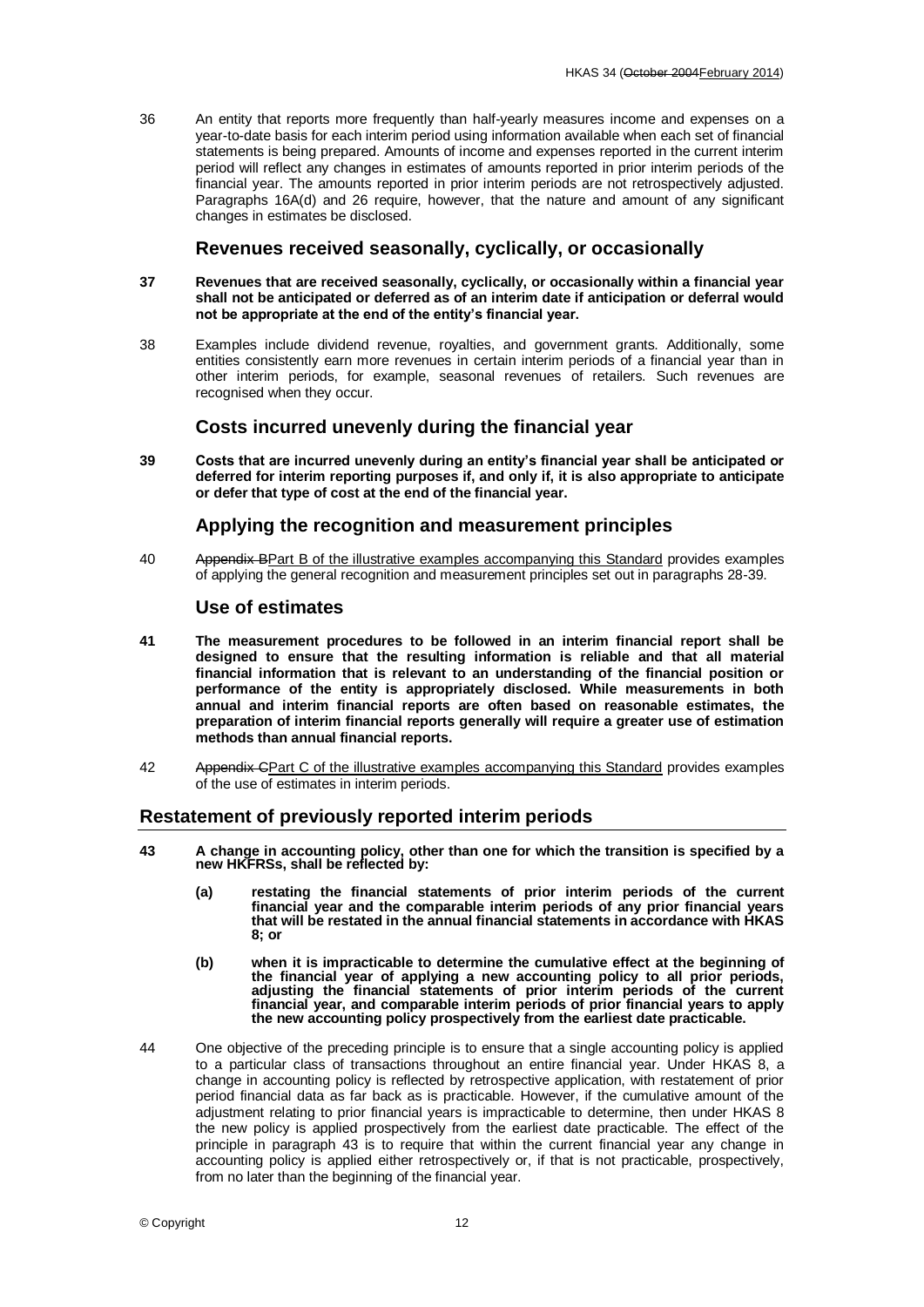36 An entity that reports more frequently than half-yearly measures income and expenses on a year-to-date basis for each interim period using information available when each set of financial statements is being prepared. Amounts of income and expenses reported in the current interim period will reflect any changes in estimates of amounts reported in prior interim periods of the financial year. The amounts reported in prior interim periods are not retrospectively adjusted. Paragraphs 16A(d) and 26 require, however, that the nature and amount of any significant changes in estimates be disclosed.

### Revenues received seasonally, cyclically, or occasionally

**37 Revenues that are received seasonally, cyclically, or occasionally within a financial year shall not be anticipated or deferred as of an interim date if anticipation or deferral would not be appropriate at the end of the entity's financial year.**

38 Examples include dividend revenue, royalties, and government grants. Additionally, some entities consistently earn more revenues in certain interim periods of a financial year than in other interim periods, for example, seasonal revenues of retailers. Such revenues are recognised when they occur.

### Costs incurred unevenly during the financial year

**39 Costs that are incurred unevenly during an entity's financial year shall be anticipated or deferred for interim reporting purposes if, and only if, it is also appropriate to anticipate or defer that type of cost at the end of the financial year.**

### Applying the recognition and measurement principles

40 ~~Appendix B~~Part B of the illustrative examples accompanying this Standard provides examples of applying the general recognition and measurement principles set out in paragraphs 28-39.

### Use of estimates

**41 The measurement procedures to be followed in an interim financial report shall be designed to ensure that the resulting information is reliable and that all material financial information that is relevant to an understanding of the financial position or performance of the entity is appropriately disclosed. While measurements in both annual and interim financial reports are often based on reasonable estimates, the preparation of interim financial reports generally will require a greater use of estimation methods than annual financial reports.**

42 ~~Appendix C~~Part C of the illustrative examples accompanying this Standard provides examples of the use of estimates in interim periods.

## Restatement of previously reported interim periods

**43 A change in accounting policy, other than one for which the transition is specified by a new HKFRSs, shall be reflected by:**

- **(a) restating the financial statements of prior interim periods of the current financial year and the comparable interim periods of any prior financial years that will be restated in the annual financial statements in accordance with HKAS 8; or**

- **(b) when it is impracticable to determine the cumulative effect at the beginning of the financial year of applying a new accounting policy to all prior periods, adjusting the financial statements of prior interim periods of the current financial year, and comparable interim periods of prior financial years to apply the new accounting policy prospectively from the earliest date practicable.**

44 One objective of the preceding principle is to ensure that a single accounting policy is applied to a particular class of transactions throughout an entire financial year. Under HKAS 8, a change in accounting policy is reflected by retrospective application, with restatement of prior period financial data as far back as is practicable. However, if the cumulative amount of the adjustment relating to prior financial years is impracticable to determine, then under HKAS 8 the new policy is applied prospectively from the earliest date practicable. The effect of the principle in paragraph 43 is to require that within the current financial year any change in accounting policy is applied either retrospectively or, if that is not practicable, prospectively, from no later than the beginning of the financial year.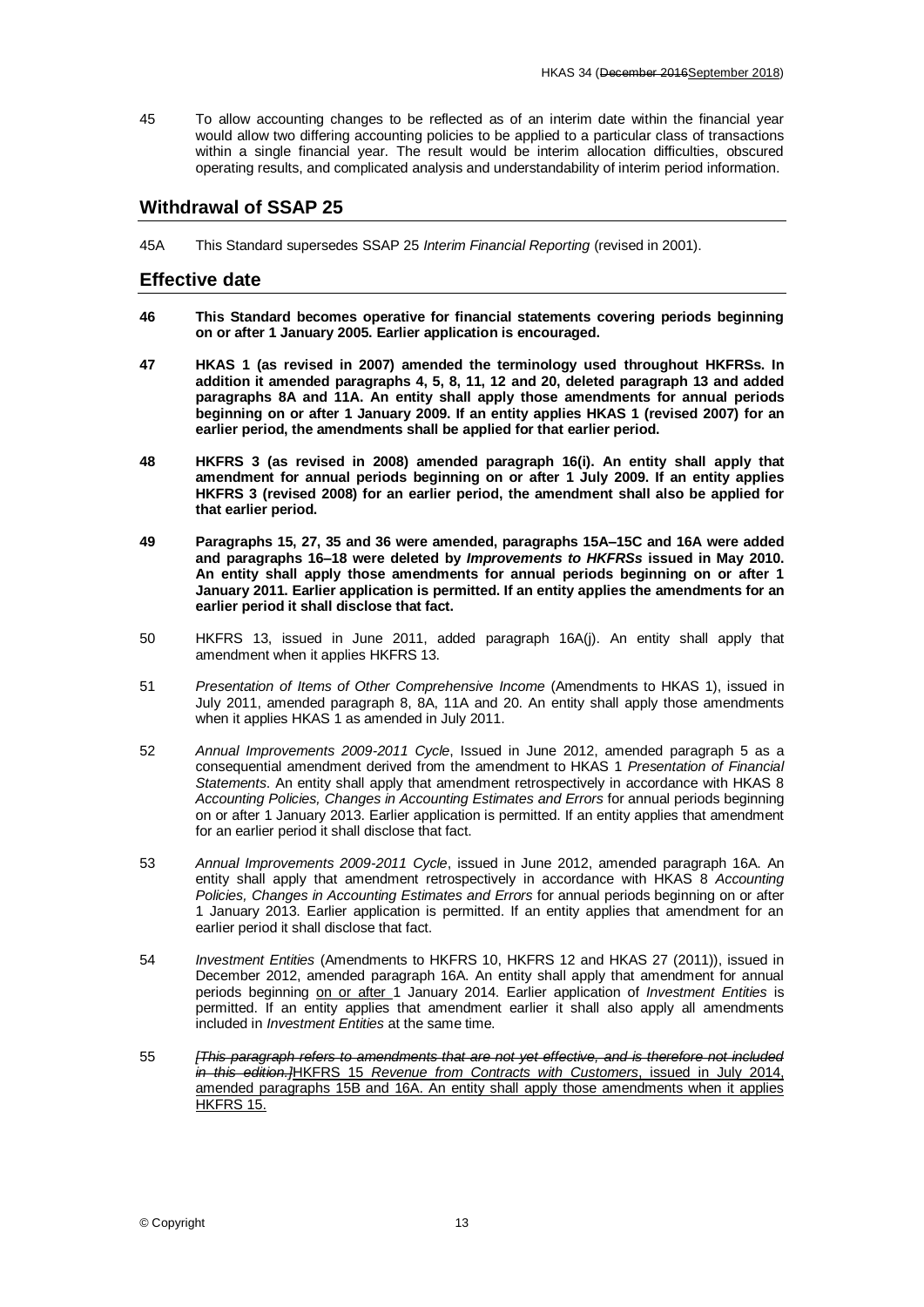45 To allow accounting changes to be reflected as of an interim date within the financial year would allow two differing accounting policies to be applied to a particular class of transactions within a single financial year. The result would be interim allocation difficulties, obscured operating results, and complicated analysis and understandability of interim period information.

## Withdrawal of SSAP 25

45A This Standard supersedes SSAP 25 *Interim Financial Reporting* (revised in 2001).

## Effective date

**46 This Standard becomes operative for financial statements covering periods beginning on or after 1 January 2005. Earlier application is encouraged.**

**47 HKAS 1 (as revised in 2007) amended the terminology used throughout HKFRSs. In addition it amended paragraphs 4, 5, 8, 11, 12 and 20, deleted paragraph 13 and added paragraphs 8A and 11A. An entity shall apply those amendments for annual periods beginning on or after 1 January 2009. If an entity applies HKAS 1 (revised 2007) for an earlier period, the amendments shall be applied for that earlier period.**

**48 HKFRS 3 (as revised in 2008) amended paragraph 16(i). An entity shall apply that amendment for annual periods beginning on or after 1 July 2009. If an entity applies HKFRS 3 (revised 2008) for an earlier period, the amendment shall also be applied for that earlier period.**

**49 Paragraphs 15, 27, 35 and 36 were amended, paragraphs 15A–15C and 16A were added and paragraphs 16–18 were deleted by *Improvements to HKFRSs* issued in May 2010. An entity shall apply those amendments for annual periods beginning on or after 1 January 2011. Earlier application is permitted. If an entity applies the amendments for an earlier period it shall disclose that fact.**

50 HKFRS 13, issued in June 2011, added paragraph 16A(j). An entity shall apply that amendment when it applies HKFRS 13.

51 *Presentation of Items of Other Comprehensive Income* (Amendments to HKAS 1), issued in July 2011, amended paragraph 8, 8A, 11A and 20. An entity shall apply those amendments when it applies HKAS 1 as amended in July 2011.

52 *Annual Improvements 2009-2011 Cycle*, Issued in June 2012, amended paragraph 5 as a consequential amendment derived from the amendment to HKAS 1 *Presentation of Financial Statements*. An entity shall apply that amendment retrospectively in accordance with HKAS 8 *Accounting Policies, Changes in Accounting Estimates and Errors* for annual periods beginning on or after 1 January 2013. Earlier application is permitted. If an entity applies that amendment for an earlier period it shall disclose that fact.

53 *Annual Improvements 2009-2011 Cycle*, issued in June 2012, amended paragraph 16A. An entity shall apply that amendment retrospectively in accordance with HKAS 8 *Accounting Policies, Changes in Accounting Estimates and Errors* for annual periods beginning on or after 1 January 2013. Earlier application is permitted. If an entity applies that amendment for an earlier period it shall disclose that fact.

54 *Investment Entities* (Amendments to HKFRS 10, HKFRS 12 and HKAS 27 (2011)), issued in December 2012, amended paragraph 16A. An entity shall apply that amendment for annual periods beginning on or after 1 January 2014. Earlier application of *Investment Entities* is permitted. If an entity applies that amendment earlier it shall also apply all amendments included in *Investment Entities* at the same time.

55 ~~*[This paragraph refers to amendments that are not yet effective, and is therefore not included in this edition.]*~~HKFRS 15 *Revenue from Contracts with Customers*, issued in July 2014, amended paragraphs 15B and 16A. An entity shall apply those amendments when it applies HKFRS 15.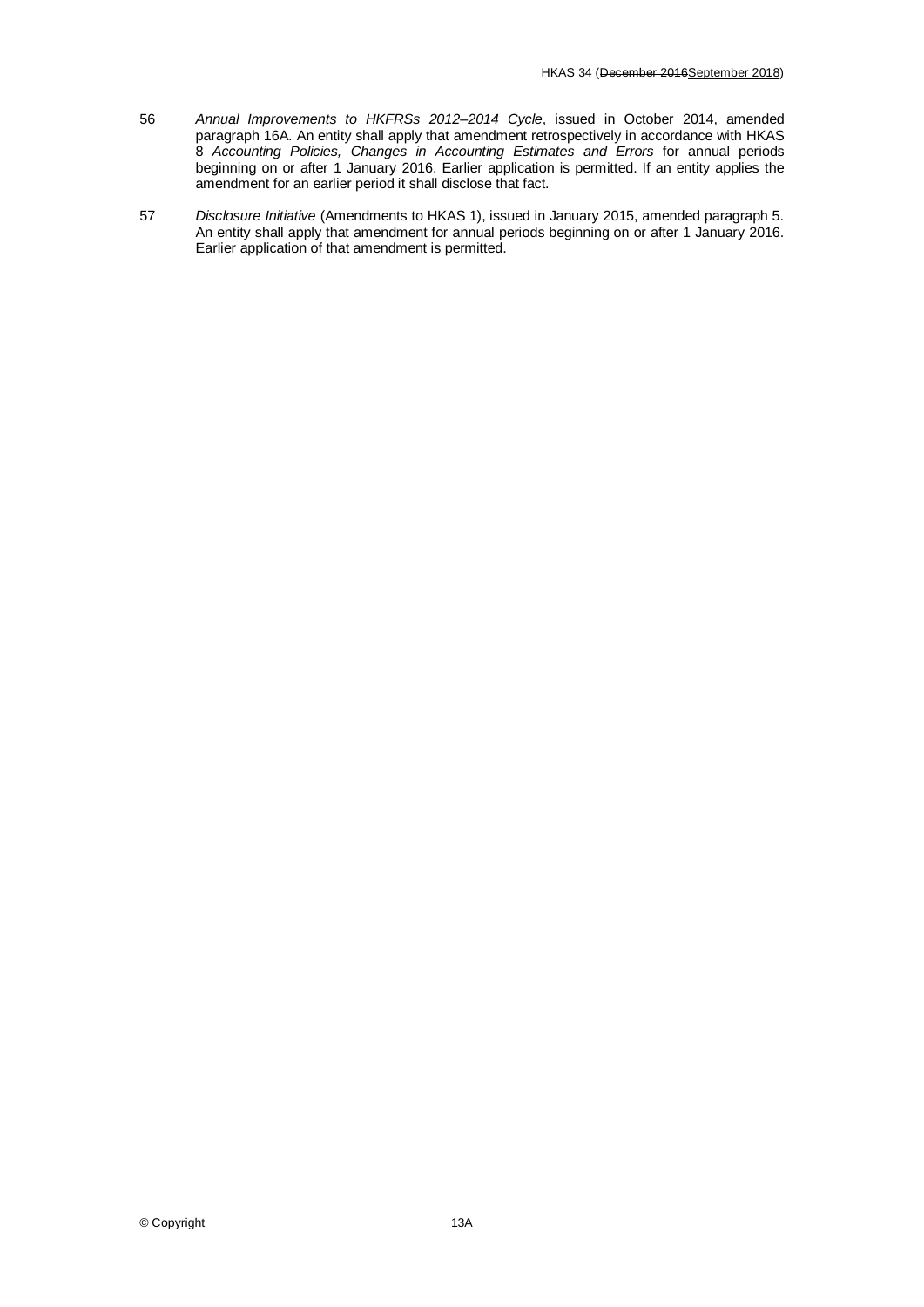56 *Annual Improvements to HKFRSs 2012–2014 Cycle*, issued in October 2014, amended paragraph 16A. An entity shall apply that amendment retrospectively in accordance with HKAS 8 *Accounting Policies, Changes in Accounting Estimates and Errors* for annual periods beginning on or after 1 January 2016. Earlier application is permitted. If an entity applies the amendment for an earlier period it shall disclose that fact.

57 *Disclosure Initiative* (Amendments to HKAS 1), issued in January 2015, amended paragraph 5. An entity shall apply that amendment for annual periods beginning on or after 1 January 2016. Earlier application of that amendment is permitted.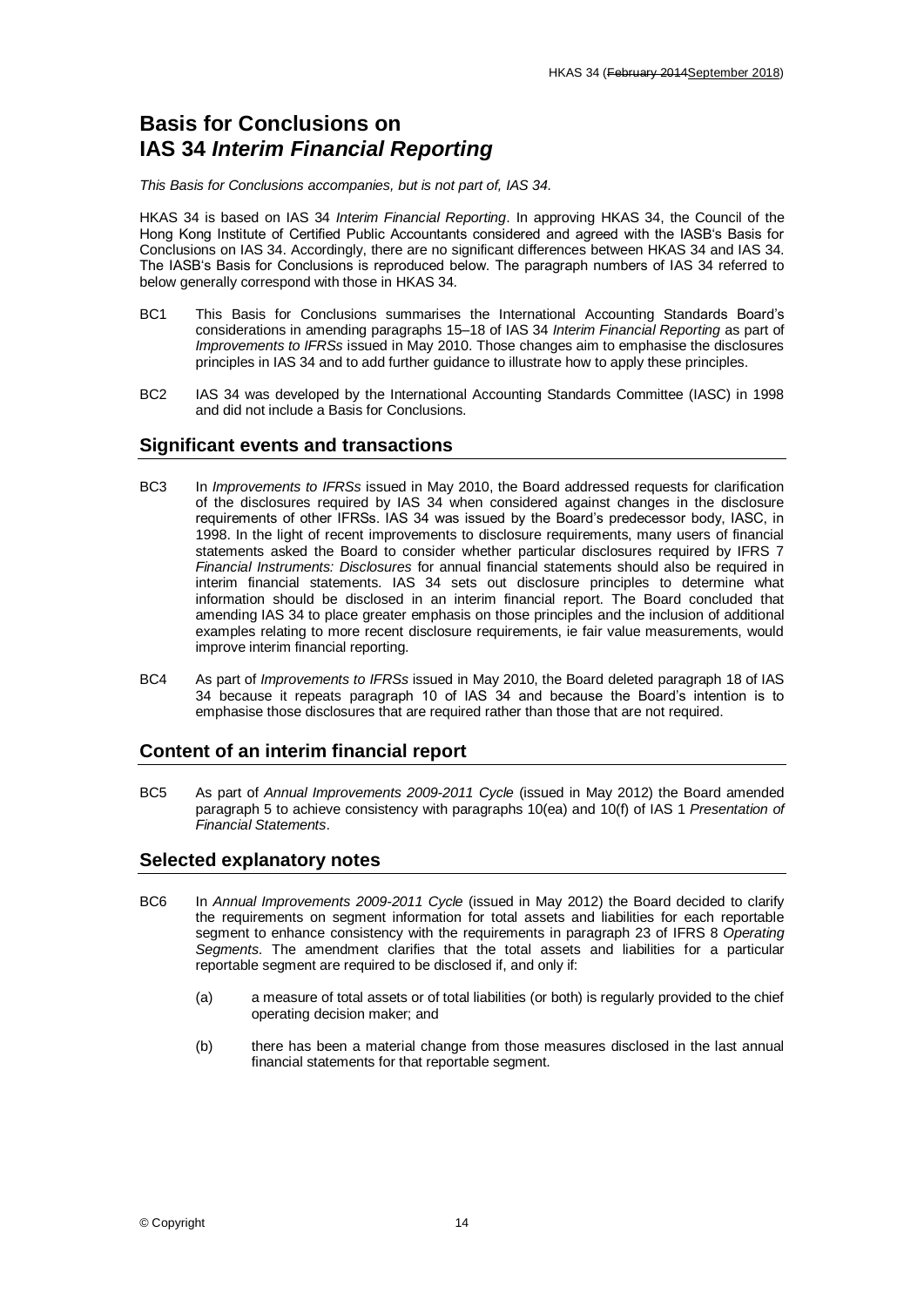# Basis for Conclusions on IAS 34 *Interim Financial Reporting*

*This Basis for Conclusions accompanies, but is not part of, IAS 34.*

HKAS 34 is based on IAS 34 *Interim Financial Reporting*. In approving HKAS 34, the Council of the Hong Kong Institute of Certified Public Accountants considered and agreed with the IASB's Basis for Conclusions on IAS 34. Accordingly, there are no significant differences between HKAS 34 and IAS 34. The IASB's Basis for Conclusions is reproduced below. The paragraph numbers of IAS 34 referred to below generally correspond with those in HKAS 34.

BC1 This Basis for Conclusions summarises the International Accounting Standards Board's considerations in amending paragraphs 15–18 of IAS 34 *Interim Financial Reporting* as part of *Improvements to IFRSs* issued in May 2010. Those changes aim to emphasise the disclosures principles in IAS 34 and to add further guidance to illustrate how to apply these principles.

BC2 IAS 34 was developed by the International Accounting Standards Committee (IASC) in 1998 and did not include a Basis for Conclusions.

## Significant events and transactions

BC3 In *Improvements to IFRSs* issued in May 2010, the Board addressed requests for clarification of the disclosures required by IAS 34 when considered against changes in the disclosure requirements of other IFRSs. IAS 34 was issued by the Board's predecessor body, IASC, in 1998. In the light of recent improvements to disclosure requirements, many users of financial statements asked the Board to consider whether particular disclosures required by IFRS 7 *Financial Instruments: Disclosures* for annual financial statements should also be required in interim financial statements. IAS 34 sets out disclosure principles to determine what information should be disclosed in an interim financial report. The Board concluded that amending IAS 34 to place greater emphasis on those principles and the inclusion of additional examples relating to more recent disclosure requirements, ie fair value measurements, would improve interim financial reporting.

BC4 As part of *Improvements to IFRSs* issued in May 2010, the Board deleted paragraph 18 of IAS 34 because it repeats paragraph 10 of IAS 34 and because the Board's intention is to emphasise those disclosures that are required rather than those that are not required.

## Content of an interim financial report

BC5 As part of *Annual Improvements 2009-2011 Cycle* (issued in May 2012) the Board amended paragraph 5 to achieve consistency with paragraphs 10(ea) and 10(f) of IAS 1 *Presentation of Financial Statements*.

## Selected explanatory notes

BC6 In *Annual Improvements 2009-2011 Cycle* (issued in May 2012) the Board decided to clarify the requirements on segment information for total assets and liabilities for each reportable segment to enhance consistency with the requirements in paragraph 23 of IFRS 8 *Operating Segments*. The amendment clarifies that the total assets and liabilities for a particular reportable segment are required to be disclosed if, and only if:

(a) a measure of total assets or of total liabilities (or both) is regularly provided to the chief operating decision maker; and

(b) there has been a material change from those measures disclosed in the last annual financial statements for that reportable segment.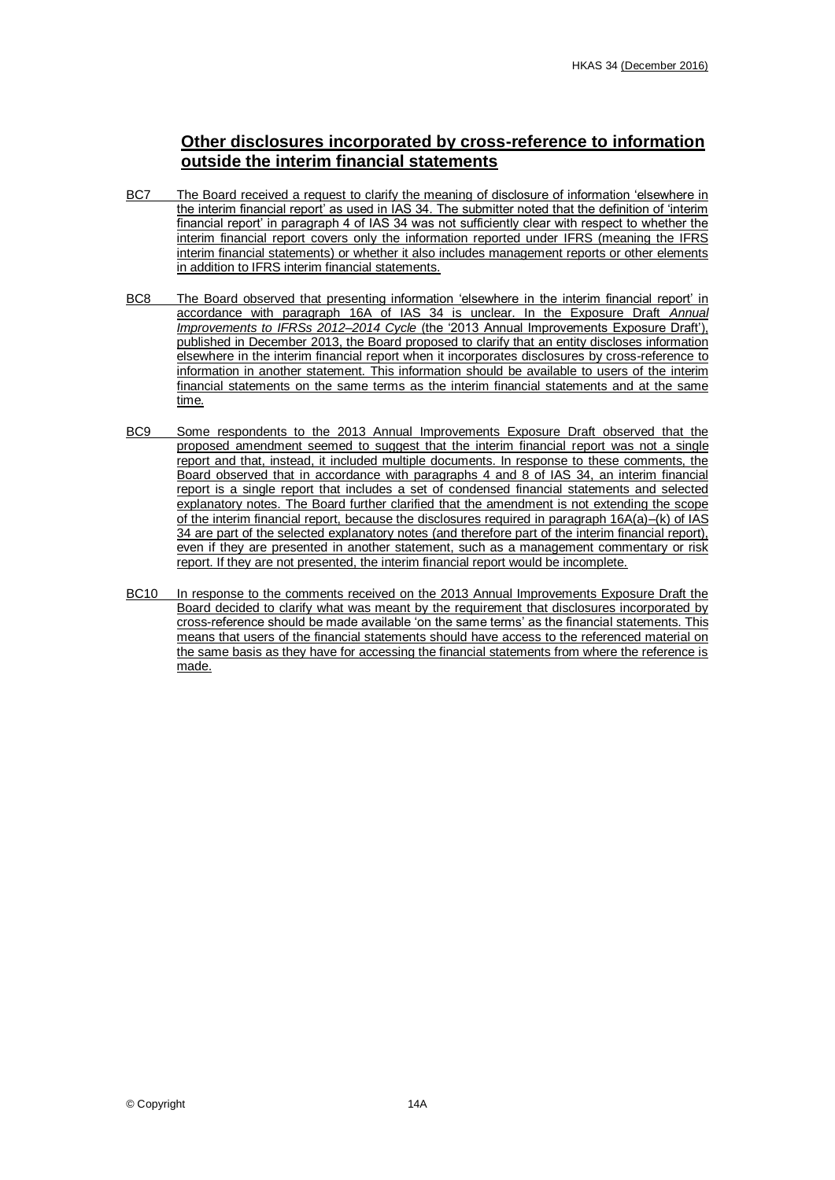## Other disclosures incorporated by cross-reference to information outside the interim financial statements

BC7 The Board received a request to clarify the meaning of disclosure of information 'elsewhere in the interim financial report' as used in IAS 34. The submitter noted that the definition of 'interim financial report' in paragraph 4 of IAS 34 was not sufficiently clear with respect to whether the interim financial report covers only the information reported under IFRS (meaning the IFRS interim financial statements) or whether it also includes management reports or other elements in addition to IFRS interim financial statements.

BC8 The Board observed that presenting information 'elsewhere in the interim financial report' in accordance with paragraph 16A of IAS 34 is unclear. In the Exposure Draft *Annual Improvements to IFRSs 2012–2014 Cycle* (the '2013 Annual Improvements Exposure Draft'), published in December 2013, the Board proposed to clarify that an entity discloses information elsewhere in the interim financial report when it incorporates disclosures by cross-reference to information in another statement. This information should be available to users of the interim financial statements on the same terms as the interim financial statements and at the same time.

BC9 Some respondents to the 2013 Annual Improvements Exposure Draft observed that the proposed amendment seemed to suggest that the interim financial report was not a single report and that, instead, it included multiple documents. In response to these comments, the Board observed that in accordance with paragraphs 4 and 8 of IAS 34, an interim financial report is a single report that includes a set of condensed financial statements and selected explanatory notes. The Board further clarified that the amendment is not extending the scope of the interim financial report, because the disclosures required in paragraph 16A(a)–(k) of IAS 34 are part of the selected explanatory notes (and therefore part of the interim financial report), even if they are presented in another statement, such as a management commentary or risk report. If they are not presented, the interim financial report would be incomplete.

BC10 In response to the comments received on the 2013 Annual Improvements Exposure Draft the Board decided to clarify what was meant by the requirement that disclosures incorporated by cross-reference should be made available 'on the same terms' as the financial statements. This means that users of the financial statements should have access to the referenced material on the same basis as they have for accessing the financial statements from where the reference is made.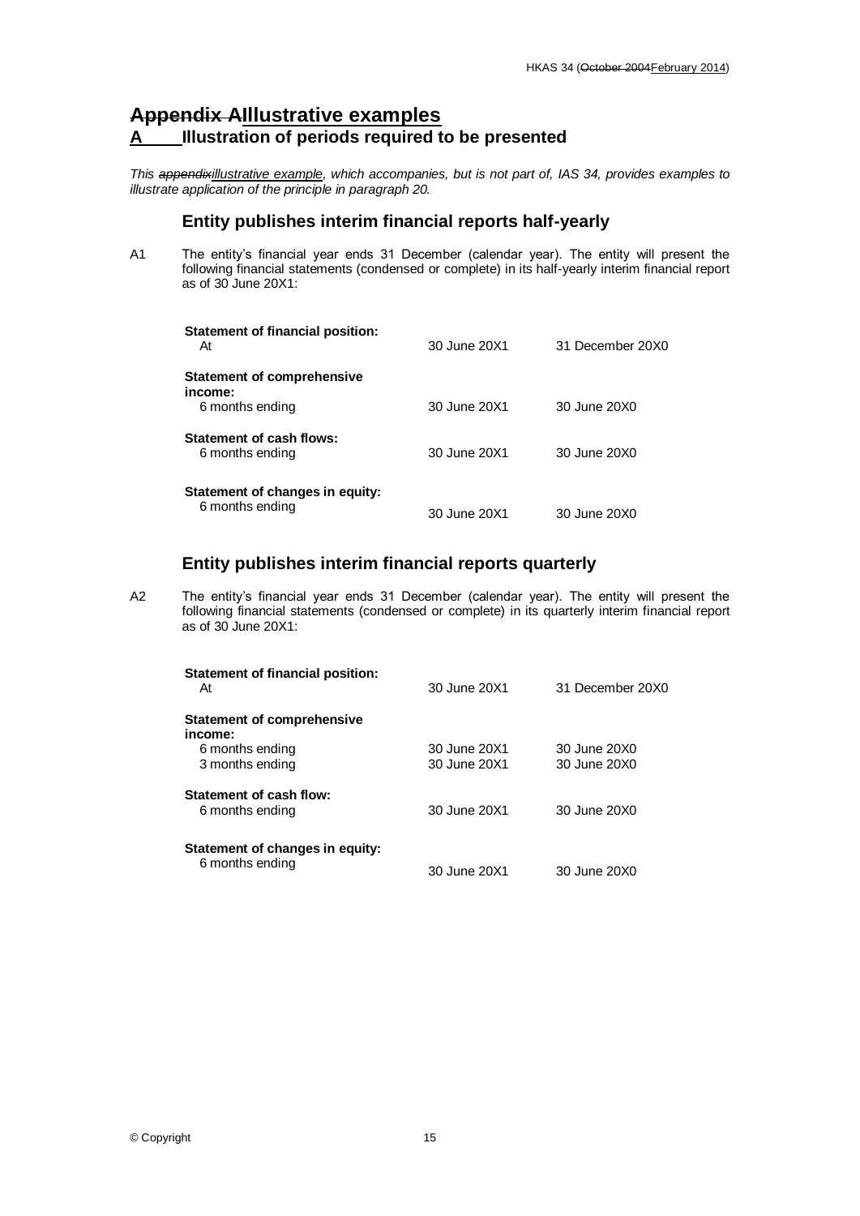## ~~Appendix A~~Illustrative examples

## A Illustration of periods required to be presented

*This ~~appendix~~illustrative example, which accompanies, but is not part of, IAS 34, provides examples to illustrate application of the principle in paragraph 20.*

### Entity publishes interim financial reports half-yearly

A1 The entity's financial year ends 31 December (calendar year). The entity will present the following financial statements (condensed or complete) in its half-yearly interim financial report as of 30 June 20X1:

| | | |
|---|---|---|
| **Statement of financial position:** | | |
| At | 30 June 20X1 | 31 December 20X0 |
| **Statement of comprehensive income:** | | |
| 6 months ending | 30 June 20X1 | 30 June 20X0 |
| **Statement of cash flows:** | | |
| 6 months ending | 30 June 20X1 | 30 June 20X0 |
| **Statement of changes in equity:** | | |
| 6 months ending | 30 June 20X1 | 30 June 20X0 |

### Entity publishes interim financial reports quarterly

A2 The entity's financial year ends 31 December (calendar year). The entity will present the following financial statements (condensed or complete) in its quarterly interim financial report as of 30 June 20X1:

| | | |
|---|---|---|
| **Statement of financial position:** | | |
| At | 30 June 20X1 | 31 December 20X0 |
| **Statement of comprehensive income:** | | |
| 6 months ending | 30 June 20X1 | 30 June 20X0 |
| 3 months ending | 30 June 20X1 | 30 June 20X0 |
| **Statement of cash flow:** | | |
| 6 months ending | 30 June 20X1 | 30 June 20X0 |
| **Statement of changes in equity:** | | |
| 6 months ending | 30 June 20X1 | 30 June 20X0 |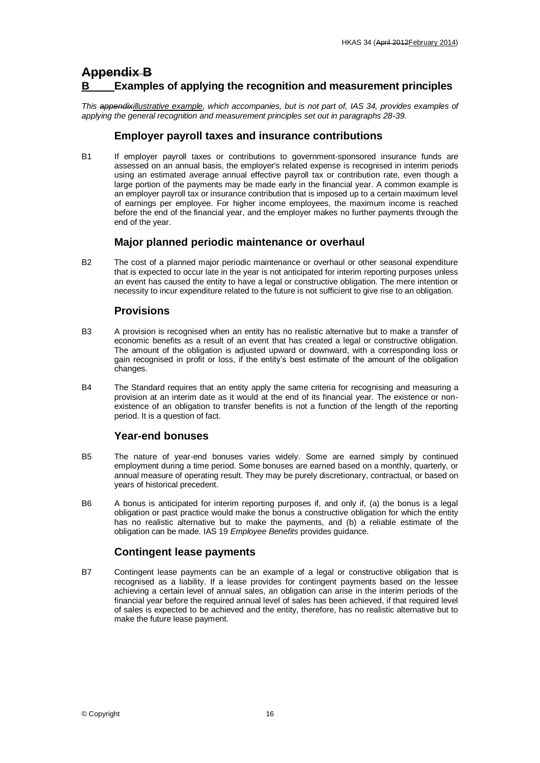# ~~Appendix B~~

## B Examples of applying the recognition and measurement principles

*This ~~appendix~~illustrative example, which accompanies, but is not part of, IAS 34, provides examples of applying the general recognition and measurement principles set out in paragraphs 28-39.*

### Employer payroll taxes and insurance contributions

B1 If employer payroll taxes or contributions to government-sponsored insurance funds are assessed on an annual basis, the employer's related expense is recognised in interim periods using an estimated average annual effective payroll tax or contribution rate, even though a large portion of the payments may be made early in the financial year. A common example is an employer payroll tax or insurance contribution that is imposed up to a certain maximum level of earnings per employee. For higher income employees, the maximum income is reached before the end of the financial year, and the employer makes no further payments through the end of the year.

### Major planned periodic maintenance or overhaul

B2 The cost of a planned major periodic maintenance or overhaul or other seasonal expenditure that is expected to occur late in the year is not anticipated for interim reporting purposes unless an event has caused the entity to have a legal or constructive obligation. The mere intention or necessity to incur expenditure related to the future is not sufficient to give rise to an obligation.

### Provisions

B3 A provision is recognised when an entity has no realistic alternative but to make a transfer of economic benefits as a result of an event that has created a legal or constructive obligation. The amount of the obligation is adjusted upward or downward, with a corresponding loss or gain recognised in profit or loss, if the entity's best estimate of the amount of the obligation changes.

B4 The Standard requires that an entity apply the same criteria for recognising and measuring a provision at an interim date as it would at the end of its financial year. The existence or non-existence of an obligation to transfer benefits is not a function of the length of the reporting period. It is a question of fact.

### Year-end bonuses

B5 The nature of year-end bonuses varies widely. Some are earned simply by continued employment during a time period. Some bonuses are earned based on a monthly, quarterly, or annual measure of operating result. They may be purely discretionary, contractual, or based on years of historical precedent.

B6 A bonus is anticipated for interim reporting purposes if, and only if, (a) the bonus is a legal obligation or past practice would make the bonus a constructive obligation for which the entity has no realistic alternative but to make the payments, and (b) a reliable estimate of the obligation can be made. IAS 19 *Employee Benefits* provides guidance.

### Contingent lease payments

B7 Contingent lease payments can be an example of a legal or constructive obligation that is recognised as a liability. If a lease provides for contingent payments based on the lessee achieving a certain level of annual sales, an obligation can arise in the interim periods of the financial year before the required annual level of sales has been achieved, if that required level of sales is expected to be achieved and the entity, therefore, has no realistic alternative but to make the future lease payment.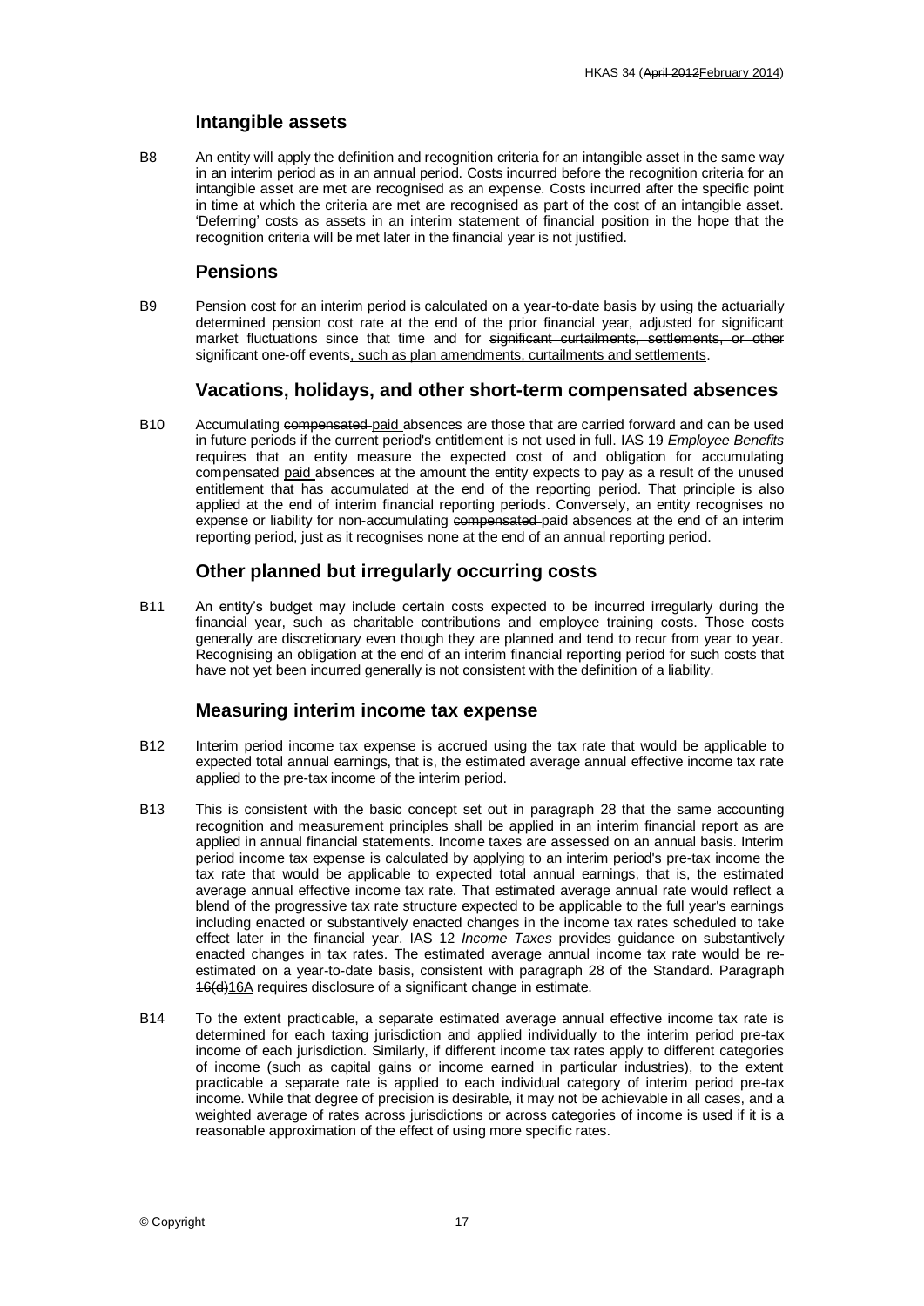## Intangible assets

B8 An entity will apply the definition and recognition criteria for an intangible asset in the same way in an interim period as in an annual period. Costs incurred before the recognition criteria for an intangible asset are met are recognised as an expense. Costs incurred after the specific point in time at which the criteria are met are recognised as part of the cost of an intangible asset. 'Deferring' costs as assets in an interim statement of financial position in the hope that the recognition criteria will be met later in the financial year is not justified.

## Pensions

B9 Pension cost for an interim period is calculated on a year-to-date basis by using the actuarially determined pension cost rate at the end of the prior financial year, adjusted for significant market fluctuations since that time and for ~~significant curtailments, settlements, or other~~ significant one-off events<u>, such as plan amendments, curtailments and settlements</u>.

## Vacations, holidays, and other short-term compensated absences

B10 Accumulating ~~compensated~~ <u>paid</u> absences are those that are carried forward and can be used in future periods if the current period's entitlement is not used in full. IAS 19 *Employee Benefits* requires that an entity measure the expected cost of and obligation for accumulating ~~compensated~~ <u>paid</u> absences at the amount the entity expects to pay as a result of the unused entitlement that has accumulated at the end of the reporting period. That principle is also applied at the end of interim financial reporting periods. Conversely, an entity recognises no expense or liability for non-accumulating ~~compensated~~ <u>paid</u> absences at the end of an interim reporting period, just as it recognises none at the end of an annual reporting period.

## Other planned but irregularly occurring costs

B11 An entity's budget may include certain costs expected to be incurred irregularly during the financial year, such as charitable contributions and employee training costs. Those costs generally are discretionary even though they are planned and tend to recur from year to year. Recognising an obligation at the end of an interim financial reporting period for such costs that have not yet been incurred generally is not consistent with the definition of a liability.

## Measuring interim income tax expense

B12 Interim period income tax expense is accrued using the tax rate that would be applicable to expected total annual earnings, that is, the estimated average annual effective income tax rate applied to the pre-tax income of the interim period.

B13 This is consistent with the basic concept set out in paragraph 28 that the same accounting recognition and measurement principles shall be applied in an interim financial report as are applied in annual financial statements. Income taxes are assessed on an annual basis. Interim period income tax expense is calculated by applying to an interim period's pre-tax income the tax rate that would be applicable to expected total annual earnings, that is, the estimated average annual effective income tax rate. That estimated average annual rate would reflect a blend of the progressive tax rate structure expected to be applicable to the full year's earnings including enacted or substantively enacted changes in the income tax rates scheduled to take effect later in the financial year. IAS 12 *Income Taxes* provides guidance on substantively enacted changes in tax rates. The estimated average annual income tax rate would be re-estimated on a year-to-date basis, consistent with paragraph 28 of the Standard. Paragraph ~~16(d)~~<u>16A</u> requires disclosure of a significant change in estimate.

B14 To the extent practicable, a separate estimated average annual effective income tax rate is determined for each taxing jurisdiction and applied individually to the interim period pre-tax income of each jurisdiction. Similarly, if different income tax rates apply to different categories of income (such as capital gains or income earned in particular industries), to the extent practicable a separate rate is applied to each individual category of interim period pre-tax income. While that degree of precision is desirable, it may not be achievable in all cases, and a weighted average of rates across jurisdictions or across categories of income is used if it is a reasonable approximation of the effect of using more specific rates.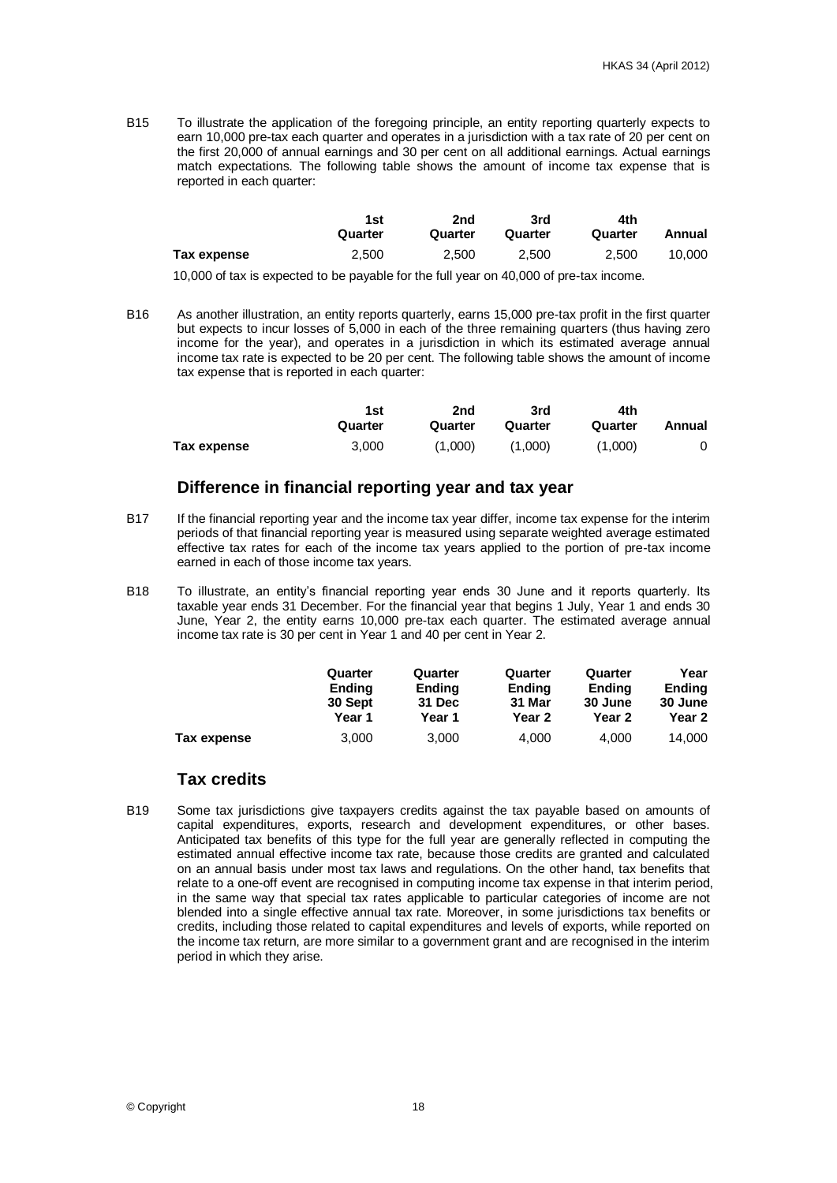B15 To illustrate the application of the foregoing principle, an entity reporting quarterly expects to earn 10,000 pre-tax each quarter and operates in a jurisdiction with a tax rate of 20 per cent on the first 20,000 of annual earnings and 30 per cent on all additional earnings. Actual earnings match expectations. The following table shows the amount of income tax expense that is reported in each quarter:

| | 1st Quarter | 2nd Quarter | 3rd Quarter | 4th Quarter | Annual |
|---|---|---|---|---|---|
| **Tax expense** | 2,500 | 2,500 | 2,500 | 2,500 | 10,000 |

10,000 of tax is expected to be payable for the full year on 40,000 of pre-tax income.

B16 As another illustration, an entity reports quarterly, earns 15,000 pre-tax profit in the first quarter but expects to incur losses of 5,000 in each of the three remaining quarters (thus having zero income for the year), and operates in a jurisdiction in which its estimated average annual income tax rate is expected to be 20 per cent. The following table shows the amount of income tax expense that is reported in each quarter:

| | 1st Quarter | 2nd Quarter | 3rd Quarter | 4th Quarter | Annual |
|---|---|---|---|---|---|
| **Tax expense** | 3,000 | (1,000) | (1,000) | (1,000) | 0 |

## Difference in financial reporting year and tax year

B17 If the financial reporting year and the income tax year differ, income tax expense for the interim periods of that financial reporting year is measured using separate weighted average estimated effective tax rates for each of the income tax years applied to the portion of pre-tax income earned in each of those income tax years.

B18 To illustrate, an entity's financial reporting year ends 30 June and it reports quarterly. Its taxable year ends 31 December. For the financial year that begins 1 July, Year 1 and ends 30 June, Year 2, the entity earns 10,000 pre-tax each quarter. The estimated average annual income tax rate is 30 per cent in Year 1 and 40 per cent in Year 2.

| | Quarter Ending 30 Sept Year 1 | Quarter Ending 31 Dec Year 1 | Quarter Ending 31 Mar Year 2 | Quarter Ending 30 June Year 2 | Year Ending 30 June Year 2 |
|---|---|---|---|---|---|
| **Tax expense** | 3,000 | 3,000 | 4,000 | 4,000 | 14,000 |

## Tax credits

B19 Some tax jurisdictions give taxpayers credits against the tax payable based on amounts of capital expenditures, exports, research and development expenditures, or other bases. Anticipated tax benefits of this type for the full year are generally reflected in computing the estimated annual effective income tax rate, because those credits are granted and calculated on an annual basis under most tax laws and regulations. On the other hand, tax benefits that relate to a one-off event are recognised in computing income tax expense in that interim period, in the same way that special tax rates applicable to particular categories of income are not blended into a single effective annual tax rate. Moreover, in some jurisdictions tax benefits or credits, including those related to capital expenditures and levels of exports, while reported on the income tax return, are more similar to a government grant and are recognised in the interim period in which they arise.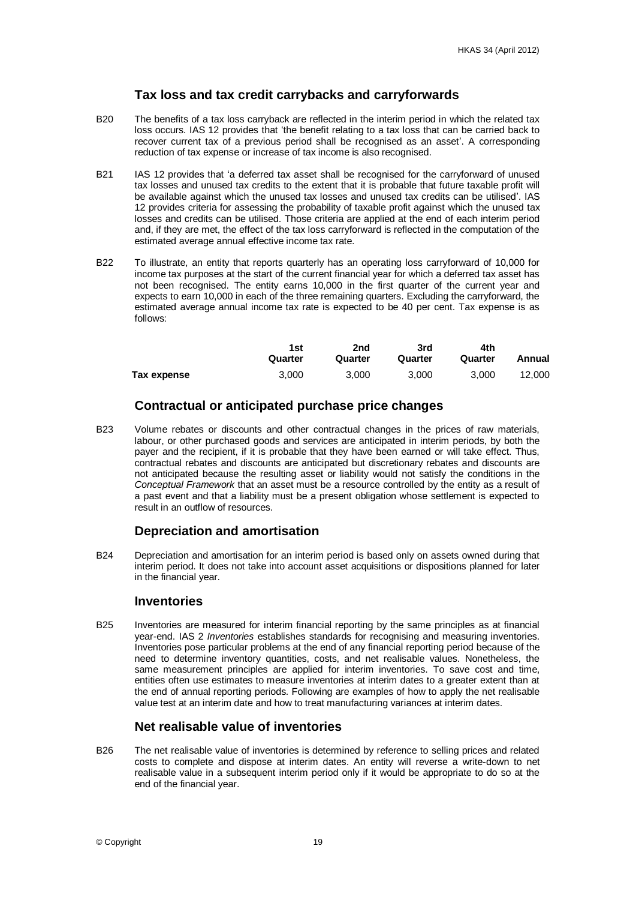## Tax loss and tax credit carrybacks and carryforwards

B20 The benefits of a tax loss carryback are reflected in the interim period in which the related tax loss occurs. IAS 12 provides that 'the benefit relating to a tax loss that can be carried back to recover current tax of a previous period shall be recognised as an asset'. A corresponding reduction of tax expense or increase of tax income is also recognised.

B21 IAS 12 provides that 'a deferred tax asset shall be recognised for the carryforward of unused tax losses and unused tax credits to the extent that it is probable that future taxable profit will be available against which the unused tax losses and unused tax credits can be utilised'. IAS 12 provides criteria for assessing the probability of taxable profit against which the unused tax losses and credits can be utilised. Those criteria are applied at the end of each interim period and, if they are met, the effect of the tax loss carryforward is reflected in the computation of the estimated average annual effective income tax rate.

B22 To illustrate, an entity that reports quarterly has an operating loss carryforward of 10,000 for income tax purposes at the start of the current financial year for which a deferred tax asset has not been recognised. The entity earns 10,000 in the first quarter of the current year and expects to earn 10,000 in each of the three remaining quarters. Excluding the carryforward, the estimated average annual income tax rate is expected to be 40 per cent. Tax expense is as follows:

| | 1st Quarter | 2nd Quarter | 3rd Quarter | 4th Quarter | Annual |
|---|---|---|---|---|---|
| **Tax expense** | 3,000 | 3,000 | 3,000 | 3,000 | 12,000 |

## Contractual or anticipated purchase price changes

B23 Volume rebates or discounts and other contractual changes in the prices of raw materials, labour, or other purchased goods and services are anticipated in interim periods, by both the payer and the recipient, if it is probable that they have been earned or will take effect. Thus, contractual rebates and discounts are anticipated but discretionary rebates and discounts are not anticipated because the resulting asset or liability would not satisfy the conditions in the *Conceptual Framework* that an asset must be a resource controlled by the entity as a result of a past event and that a liability must be a present obligation whose settlement is expected to result in an outflow of resources.

## Depreciation and amortisation

B24 Depreciation and amortisation for an interim period is based only on assets owned during that interim period. It does not take into account asset acquisitions or dispositions planned for later in the financial year.

## Inventories

B25 Inventories are measured for interim financial reporting by the same principles as at financial year-end. IAS 2 *Inventories* establishes standards for recognising and measuring inventories. Inventories pose particular problems at the end of any financial reporting period because of the need to determine inventory quantities, costs, and net realisable values. Nonetheless, the same measurement principles are applied for interim inventories. To save cost and time, entities often use estimates to measure inventories at interim dates to a greater extent than at the end of annual reporting periods. Following are examples of how to apply the net realisable value test at an interim date and how to treat manufacturing variances at interim dates.

## Net realisable value of inventories

B26 The net realisable value of inventories is determined by reference to selling prices and related costs to complete and dispose at interim dates. An entity will reverse a write-down to net realisable value in a subsequent interim period only if it would be appropriate to do so at the end of the financial year.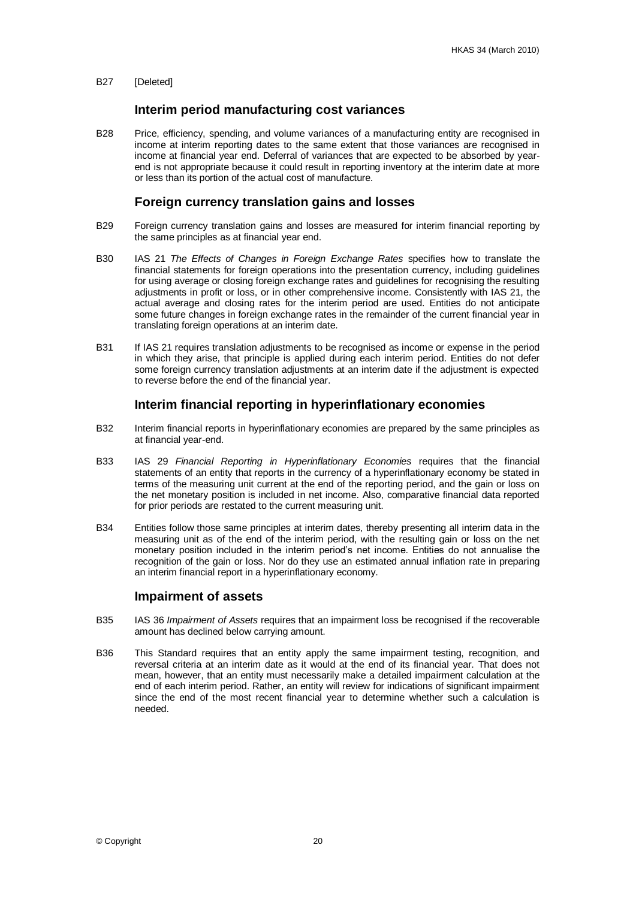B27 [Deleted]

## Interim period manufacturing cost variances

B28 Price, efficiency, spending, and volume variances of a manufacturing entity are recognised in income at interim reporting dates to the same extent that those variances are recognised in income at financial year end. Deferral of variances that are expected to be absorbed by year-end is not appropriate because it could result in reporting inventory at the interim date at more or less than its portion of the actual cost of manufacture.

## Foreign currency translation gains and losses

B29 Foreign currency translation gains and losses are measured for interim financial reporting by the same principles as at financial year end.

B30 IAS 21 *The Effects of Changes in Foreign Exchange Rates* specifies how to translate the financial statements for foreign operations into the presentation currency, including guidelines for using average or closing foreign exchange rates and guidelines for recognising the resulting adjustments in profit or loss, or in other comprehensive income. Consistently with IAS 21, the actual average and closing rates for the interim period are used. Entities do not anticipate some future changes in foreign exchange rates in the remainder of the current financial year in translating foreign operations at an interim date.

B31 If IAS 21 requires translation adjustments to be recognised as income or expense in the period in which they arise, that principle is applied during each interim period. Entities do not defer some foreign currency translation adjustments at an interim date if the adjustment is expected to reverse before the end of the financial year.

## Interim financial reporting in hyperinflationary economies

B32 Interim financial reports in hyperinflationary economies are prepared by the same principles as at financial year-end.

B33 IAS 29 *Financial Reporting in Hyperinflationary Economies* requires that the financial statements of an entity that reports in the currency of a hyperinflationary economy be stated in terms of the measuring unit current at the end of the reporting period, and the gain or loss on the net monetary position is included in net income. Also, comparative financial data reported for prior periods are restated to the current measuring unit.

B34 Entities follow those same principles at interim dates, thereby presenting all interim data in the measuring unit as of the end of the interim period, with the resulting gain or loss on the net monetary position included in the interim period's net income. Entities do not annualise the recognition of the gain or loss. Nor do they use an estimated annual inflation rate in preparing an interim financial report in a hyperinflationary economy.

## Impairment of assets

B35 IAS 36 *Impairment of Assets* requires that an impairment loss be recognised if the recoverable amount has declined below carrying amount.

B36 This Standard requires that an entity apply the same impairment testing, recognition, and reversal criteria at an interim date as it would at the end of its financial year. That does not mean, however, that an entity must necessarily make a detailed impairment calculation at the end of each interim period. Rather, an entity will review for indications of significant impairment since the end of the most recent financial year to determine whether such a calculation is needed.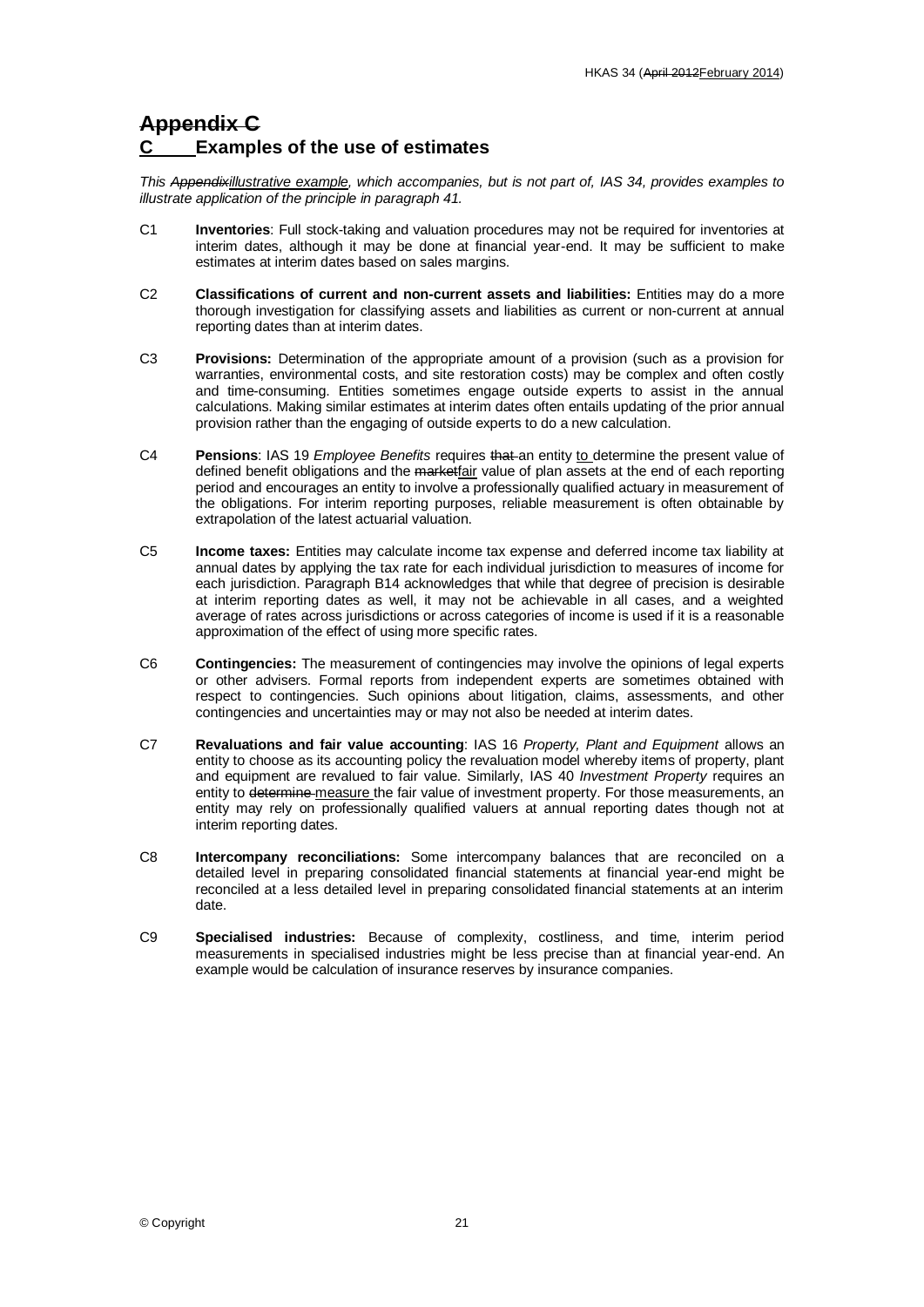# Appendix C

# C Examples of the use of estimates

*This Appendixillustrative example, which accompanies, but is not part of, IAS 34, provides examples to illustrate application of the principle in paragraph 41.*

C1 **Inventories**: Full stock-taking and valuation procedures may not be required for inventories at interim dates, although it may be done at financial year-end. It may be sufficient to make estimates at interim dates based on sales margins.

C2 **Classifications of current and non-current assets and liabilities:** Entities may do a more thorough investigation for classifying assets and liabilities as current or non-current at annual reporting dates than at interim dates.

C3 **Provisions:** Determination of the appropriate amount of a provision (such as a provision for warranties, environmental costs, and site restoration costs) may be complex and often costly and time-consuming. Entities sometimes engage outside experts to assist in the annual calculations. Making similar estimates at interim dates often entails updating of the prior annual provision rather than the engaging of outside experts to do a new calculation.

C4 **Pensions**: IAS 19 *Employee Benefits* requires that an entity to determine the present value of defined benefit obligations and the marketfair value of plan assets at the end of each reporting period and encourages an entity to involve a professionally qualified actuary in measurement of the obligations. For interim reporting purposes, reliable measurement is often obtainable by extrapolation of the latest actuarial valuation.

C5 **Income taxes:** Entities may calculate income tax expense and deferred income tax liability at annual dates by applying the tax rate for each individual jurisdiction to measures of income for each jurisdiction. Paragraph B14 acknowledges that while that degree of precision is desirable at interim reporting dates as well, it may not be achievable in all cases, and a weighted average of rates across jurisdictions or across categories of income is used if it is a reasonable approximation of the effect of using more specific rates.

C6 **Contingencies:** The measurement of contingencies may involve the opinions of legal experts or other advisers. Formal reports from independent experts are sometimes obtained with respect to contingencies. Such opinions about litigation, claims, assessments, and other contingencies and uncertainties may or may not also be needed at interim dates.

C7 **Revaluations and fair value accounting**: IAS 16 *Property, Plant and Equipment* allows an entity to choose as its accounting policy the revaluation model whereby items of property, plant and equipment are revalued to fair value. Similarly, IAS 40 *Investment Property* requires an entity to determine measure the fair value of investment property. For those measurements, an entity may rely on professionally qualified valuers at annual reporting dates though not at interim reporting dates.

C8 **Intercompany reconciliations:** Some intercompany balances that are reconciled on a detailed level in preparing consolidated financial statements at financial year-end might be reconciled at a less detailed level in preparing consolidated financial statements at an interim date.

C9 **Specialised industries:** Because of complexity, costliness, and time, interim period measurements in specialised industries might be less precise than at financial year-end. An example would be calculation of insurance reserves by insurance companies.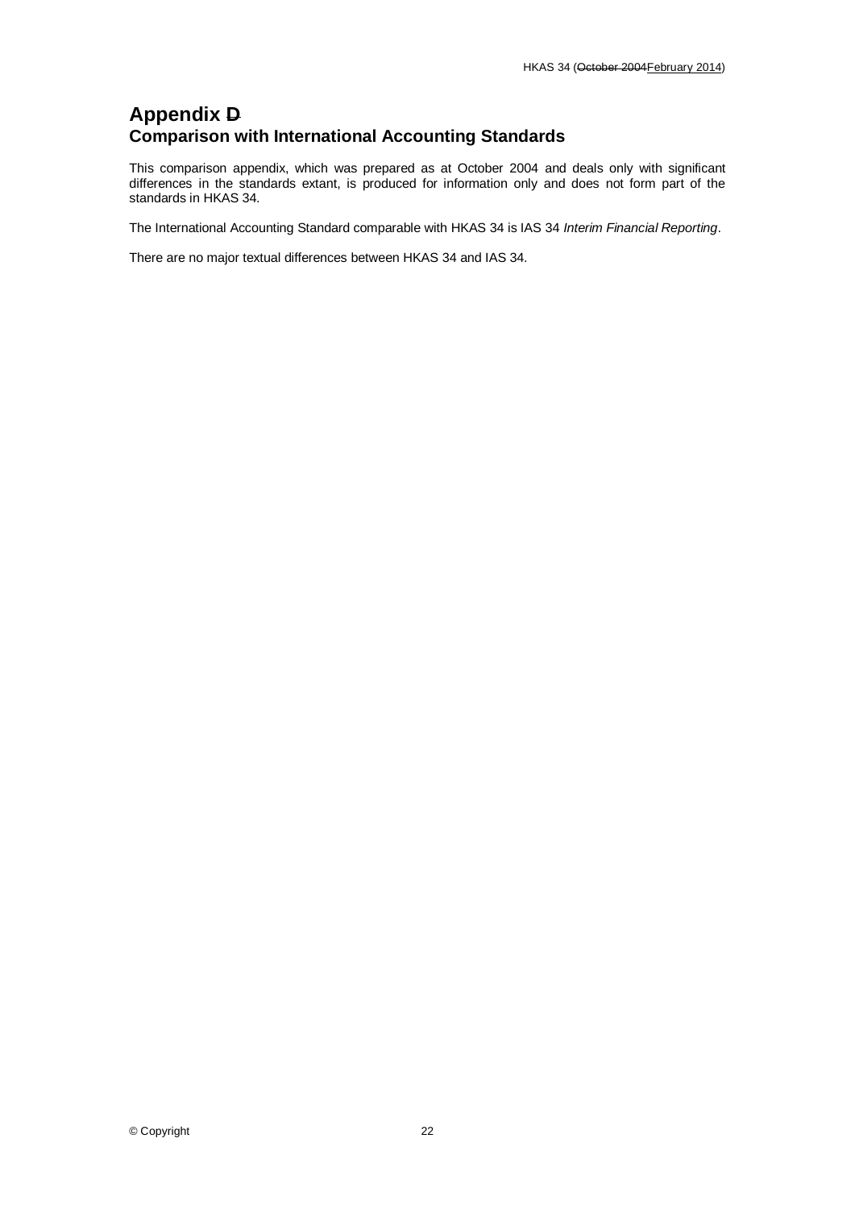# Appendix D

## Comparison with International Accounting Standards

This comparison appendix, which was prepared as at October 2004 and deals only with significant differences in the standards extant, is produced for information only and does not form part of the standards in HKAS 34.

The International Accounting Standard comparable with HKAS 34 is IAS 34 *Interim Financial Reporting*.

There are no major textual differences between HKAS 34 and IAS 34.